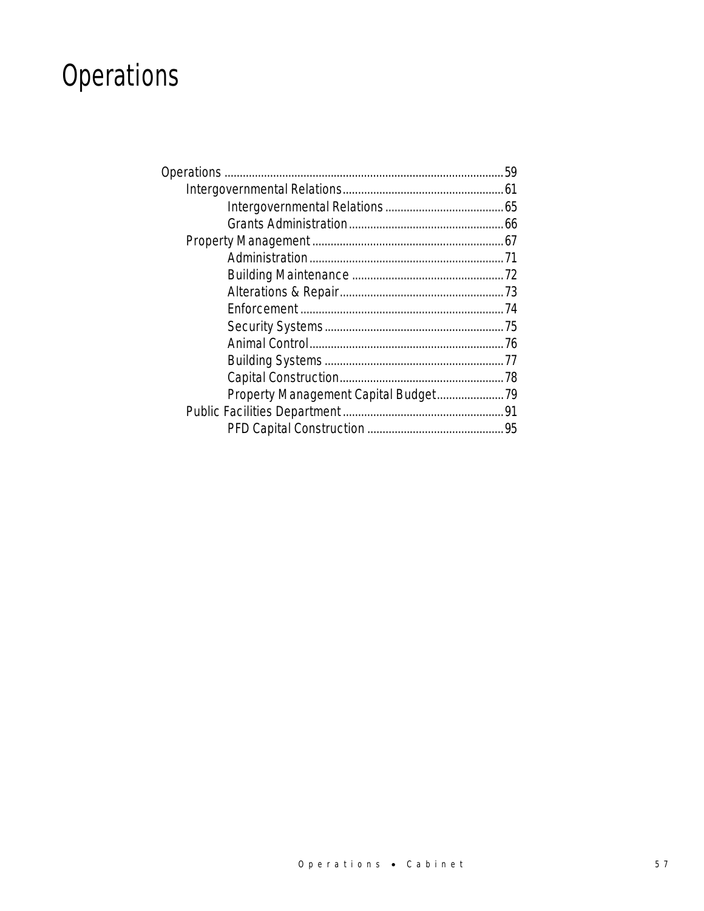# Operations

- Operations ........................................................................................59
  - Intergovernmental Relations....................................................61
    - Intergovernmental Relations.......................................65
    - Grants Administration..................................................66
  - Property Management..............................................................67
    - Administration................................................................71
    - Building Maintenance ..................................................72
    - Alterations & Repair......................................................73
    - Enforcement...................................................................74
    - Security Systems...........................................................75
    - Animal Control................................................................76
    - Building Systems ...........................................................77
    - Capital Construction......................................................78
    - Property Management Capital Budget......................79
  - Public Facilities Department.....................................................91
    - PFD Capital Construction .............................................95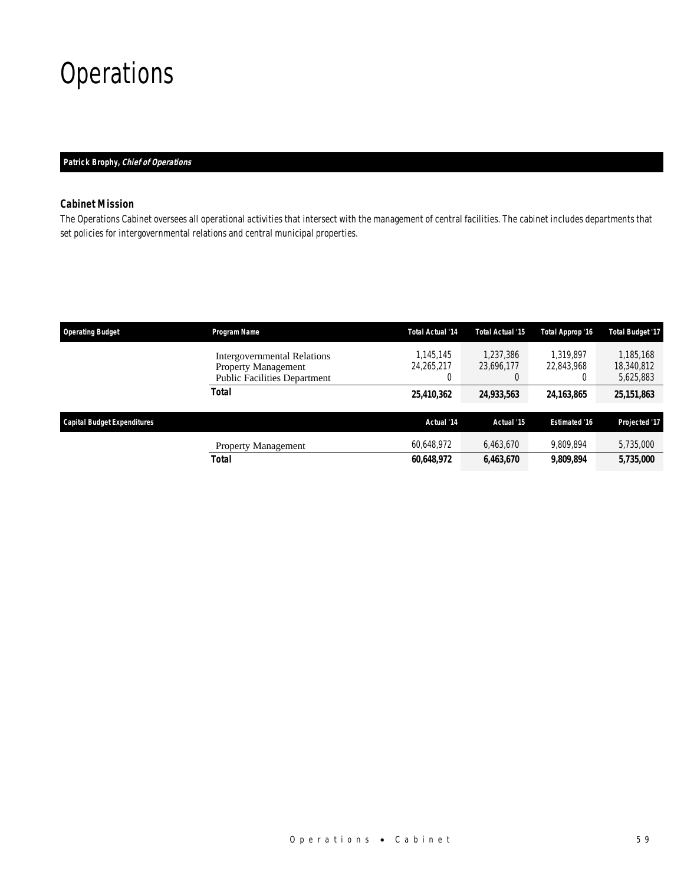# Operations

**Patrick Brophy, *Chief of Operations***

### Cabinet Mission

*The Operations Cabinet oversees all operational activities that intersect with the management of central facilities. The cabinet includes departments that set policies for intergovernmental relations and central municipal properties.*

| Operating Budget | Program Name | Total Actual '14 | Total Actual '15 | Total Approp '16 | Total Budget '17 |
|---|---|---|---|---|---|
| | Intergovernmental Relations | 1,145,145 | 1,237,386 | 1,319,897 | 1,185,168 |
| | Property Management | 24,265,217 | 23,696,177 | 22,843,968 | 18,340,812 |
| | Public Facilities Department | 0 | 0 | 0 | 5,625,883 |
| | **Total** | **25,410,362** | **24,933,563** | **24,163,865** | **25,151,863** |

| Capital Budget Expenditures | | Actual '14 | Actual '15 | Estimated '16 | Projected '17 |
|---|---|---|---|---|---|
| | Property Management | 60,648,972 | 6,463,670 | 9,809,894 | 5,735,000 |
| | **Total** | **60,648,972** | **6,463,670** | **9,809,894** | **5,735,000** |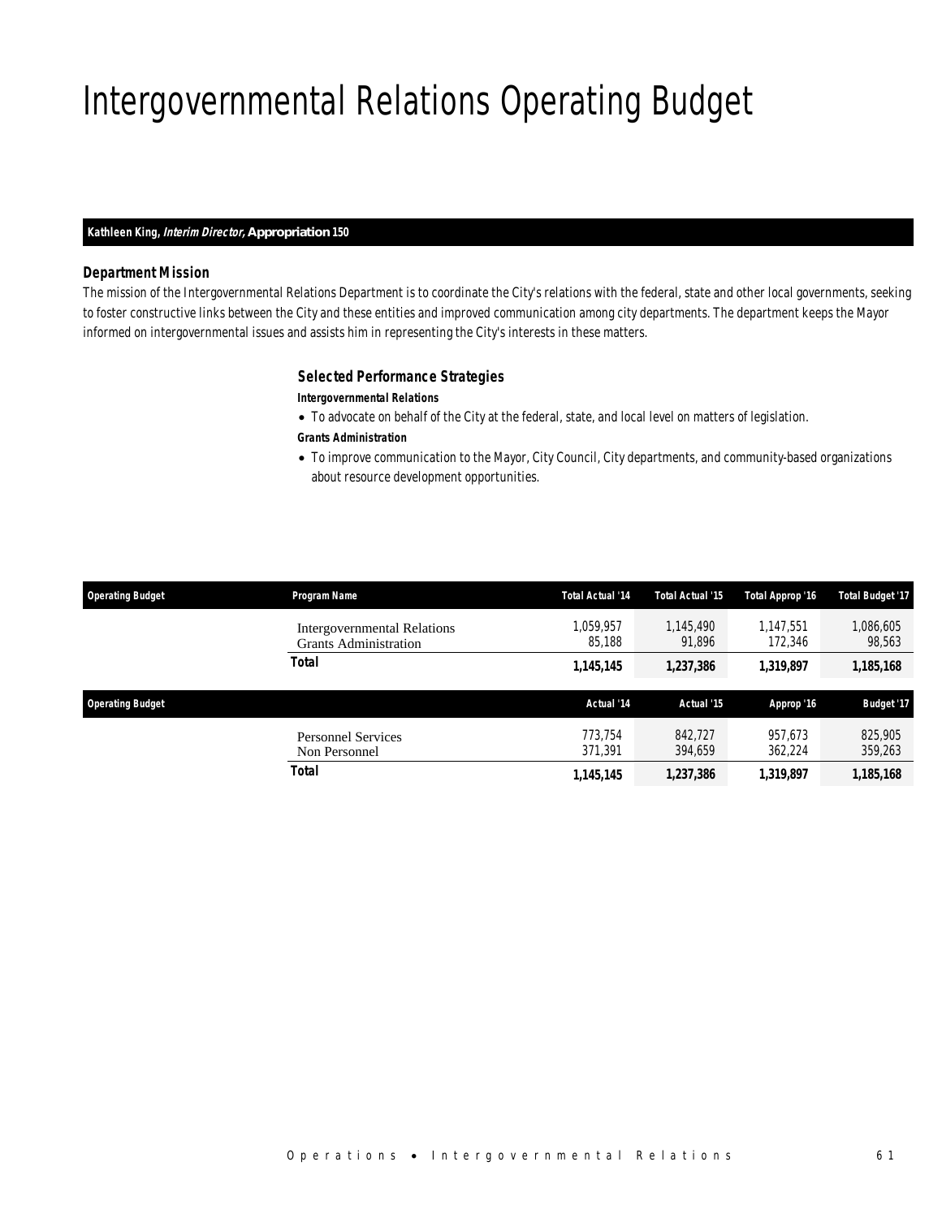# Intergovernmental Relations Operating Budget

**Kathleen King, *Interim Director,* Appropriation 150**

### *Department Mission*

*The mission of the Intergovernmental Relations Department is to coordinate the City's relations with the federal, state and other local governments, seeking to foster constructive links between the City and these entities and improved communication among city departments. The department keeps the Mayor informed on intergovernmental issues and assists him in representing the City's interests in these matters.*

### *Selected Performance Strategies*

***Intergovernmental Relations***

- *To advocate on behalf of the City at the federal, state, and local level on matters of legislation.*

***Grants Administration***

- *To improve communication to the Mayor, City Council, City departments, and community-based organizations about resource development opportunities.*

| Operating Budget | Program Name | Total Actual '14 | Total Actual '15 | Total Approp '16 | Total Budget '17 |
|---|---|---|---|---|---|
| | Intergovernmental Relations | 1,059,957 | 1,145,490 | 1,147,551 | 1,086,605 |
| | Grants Administration | 85,188 | 91,896 | 172,346 | 98,563 |
| | **Total** | **1,145,145** | **1,237,386** | **1,319,897** | **1,185,168** |

| Operating Budget | | Actual '14 | Actual '15 | Approp '16 | Budget '17 |
|---|---|---|---|---|---|
| | Personnel Services | 773,754 | 842,727 | 957,673 | 825,905 |
| | Non Personnel | 371,391 | 394,659 | 362,224 | 359,263 |
| | **Total** | **1,145,145** | **1,237,386** | **1,319,897** | **1,185,168** |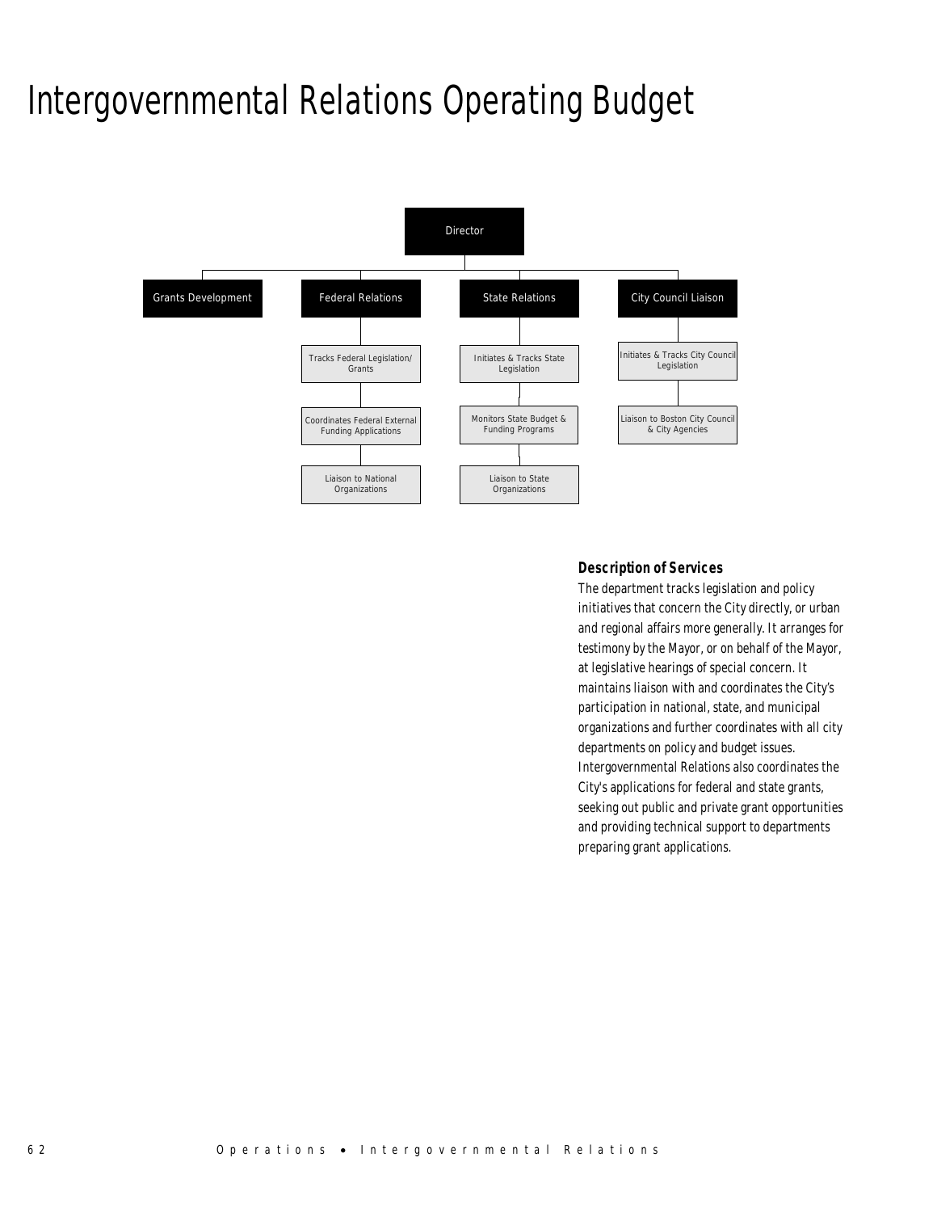# Intergovernmental Relations Operating Budget

Director

- Grants Development
- Federal Relations
  - Tracks Federal Legislation/ Grants
  - Coordinates Federal External Funding Applications
  - Liaison to National Organizations
- State Relations
  - Initiates & Tracks State Legislation
  - Monitors State Budget & Funding Programs
  - Liaison to State Organizations
- City Council Liaison
  - Initiates & Tracks City Council Legislation
  - Liaison to Boston City Council & City Agencies

### Description of Services

The department tracks legislation and policy initiatives that concern the City directly, or urban and regional affairs more generally. It arranges for testimony by the Mayor, or on behalf of the Mayor, at legislative hearings of special concern. It maintains liaison with and coordinates the City's participation in national, state, and municipal organizations and further coordinates with all city departments on policy and budget issues. Intergovernmental Relations also coordinates the City's applications for federal and state grants, seeking out public and private grant opportunities and providing technical support to departments preparing grant applications.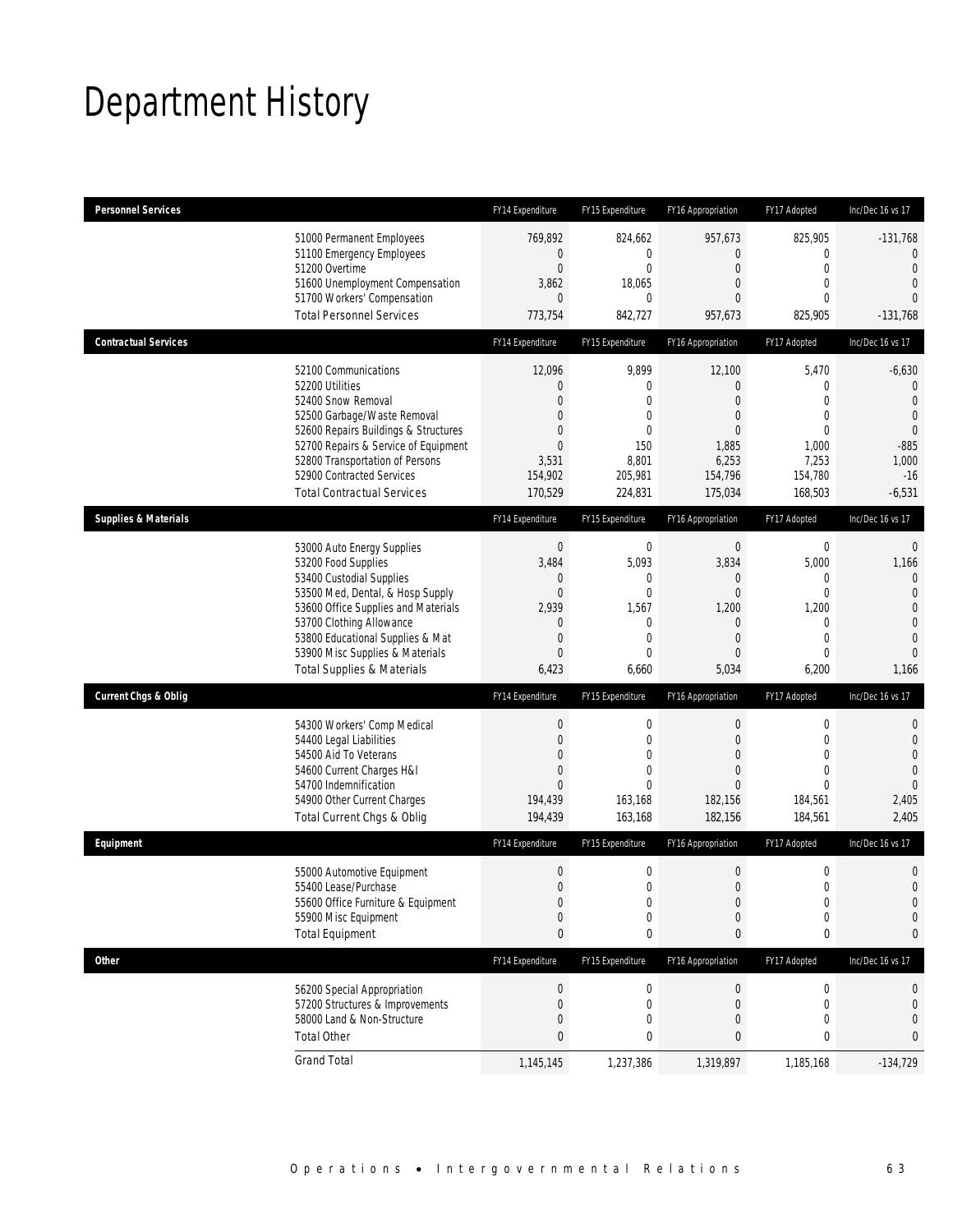# Department History

| Personnel Services | FY14 Expenditure | FY15 Expenditure | FY16 Appropriation | FY17 Adopted | Inc/Dec 16 vs 17 |
|---|---|---|---|---|---|
| 51000 Permanent Employees | 769,892 | 824,662 | 957,673 | 825,905 | -131,768 |
| 51100 Emergency Employees | 0 | 0 | 0 | 0 | 0 |
| 51200 Overtime | 0 | 0 | 0 | 0 | 0 |
| 51600 Unemployment Compensation | 3,862 | 18,065 | 0 | 0 | 0 |
| 51700 Workers' Compensation | 0 | 0 | 0 | 0 | 0 |
| Total Personnel Services | 773,754 | 842,727 | 957,673 | 825,905 | -131,768 |

| Contractual Services | FY14 Expenditure | FY15 Expenditure | FY16 Appropriation | FY17 Adopted | Inc/Dec 16 vs 17 |
|---|---|---|---|---|---|
| 52100 Communications | 12,096 | 9,899 | 12,100 | 5,470 | -6,630 |
| 52200 Utilities | 0 | 0 | 0 | 0 | 0 |
| 52400 Snow Removal | 0 | 0 | 0 | 0 | 0 |
| 52500 Garbage/Waste Removal | 0 | 0 | 0 | 0 | 0 |
| 52600 Repairs Buildings & Structures | 0 | 0 | 0 | 0 | 0 |
| 52700 Repairs & Service of Equipment | 0 | 150 | 1,885 | 1,000 | -885 |
| 52800 Transportation of Persons | 3,531 | 8,801 | 6,253 | 7,253 | 1,000 |
| 52900 Contracted Services | 154,902 | 205,981 | 154,796 | 154,780 | -16 |
| Total Contractual Services | 170,529 | 224,831 | 175,034 | 168,503 | -6,531 |

| Supplies & Materials | FY14 Expenditure | FY15 Expenditure | FY16 Appropriation | FY17 Adopted | Inc/Dec 16 vs 17 |
|---|---|---|---|---|---|
| 53000 Auto Energy Supplies | 0 | 0 | 0 | 0 | 0 |
| 53200 Food Supplies | 3,484 | 5,093 | 3,834 | 5,000 | 1,166 |
| 53400 Custodial Supplies | 0 | 0 | 0 | 0 | 0 |
| 53500 Med, Dental, & Hosp Supply | 0 | 0 | 0 | 0 | 0 |
| 53600 Office Supplies and Materials | 2,939 | 1,567 | 1,200 | 1,200 | 0 |
| 53700 Clothing Allowance | 0 | 0 | 0 | 0 | 0 |
| 53800 Educational Supplies & Mat | 0 | 0 | 0 | 0 | 0 |
| 53900 Misc Supplies & Materials | 0 | 0 | 0 | 0 | 0 |
| Total Supplies & Materials | 6,423 | 6,660 | 5,034 | 6,200 | 1,166 |

| Current Chgs & Oblig | FY14 Expenditure | FY15 Expenditure | FY16 Appropriation | FY17 Adopted | Inc/Dec 16 vs 17 |
|---|---|---|---|---|---|
| 54300 Workers' Comp Medical | 0 | 0 | 0 | 0 | 0 |
| 54400 Legal Liabilities | 0 | 0 | 0 | 0 | 0 |
| 54500 Aid To Veterans | 0 | 0 | 0 | 0 | 0 |
| 54600 Current Charges H&I | 0 | 0 | 0 | 0 | 0 |
| 54700 Indemnification | 0 | 0 | 0 | 0 | 0 |
| 54900 Other Current Charges | 194,439 | 163,168 | 182,156 | 184,561 | 2,405 |
| Total Current Chgs & Oblig | 194,439 | 163,168 | 182,156 | 184,561 | 2,405 |

| Equipment | FY14 Expenditure | FY15 Expenditure | FY16 Appropriation | FY17 Adopted | Inc/Dec 16 vs 17 |
|---|---|---|---|---|---|
| 55000 Automotive Equipment | 0 | 0 | 0 | 0 | 0 |
| 55400 Lease/Purchase | 0 | 0 | 0 | 0 | 0 |
| 55600 Office Furniture & Equipment | 0 | 0 | 0 | 0 | 0 |
| 55900 Misc Equipment | 0 | 0 | 0 | 0 | 0 |
| Total Equipment | 0 | 0 | 0 | 0 | 0 |

| Other | FY14 Expenditure | FY15 Expenditure | FY16 Appropriation | FY17 Adopted | Inc/Dec 16 vs 17 |
|---|---|---|---|---|---|
| 56200 Special Appropriation | 0 | 0 | 0 | 0 | 0 |
| 57200 Structures & Improvements | 0 | 0 | 0 | 0 | 0 |
| 58000 Land & Non-Structure | 0 | 0 | 0 | 0 | 0 |
| Total Other | 0 | 0 | 0 | 0 | 0 |
| Grand Total | 1,145,145 | 1,237,386 | 1,319,897 | 1,185,168 | -134,729 |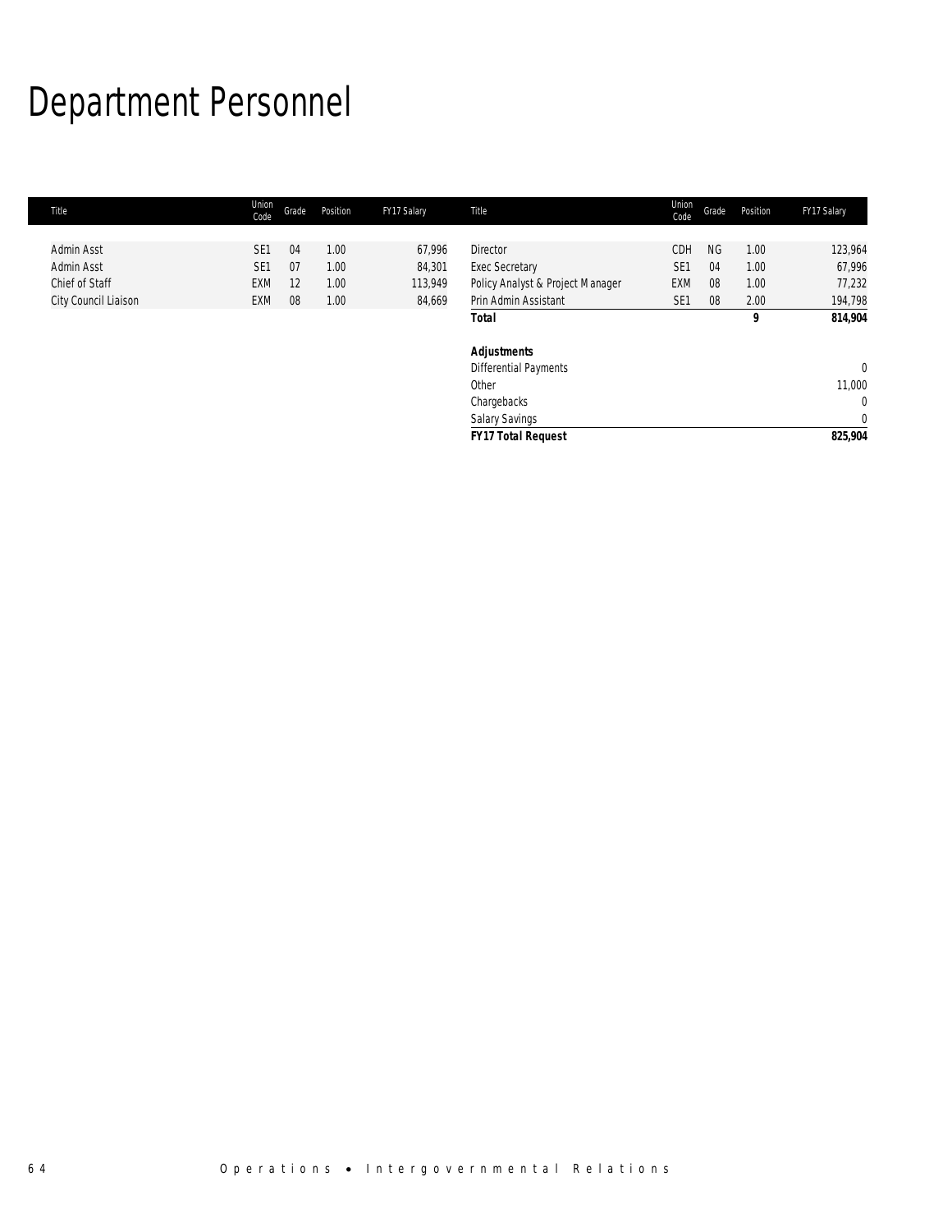# Department Personnel

| Title | Union Code | Grade | Position | FY17 Salary | Title | Union Code | Grade | Position | FY17 Salary |
|---|---|---|---|---|---|---|---|---|---|
| Admin Asst | SE1 | 04 | 1.00 | 67,996 | Director | CDH | NG | 1.00 | 123,964 |
| Admin Asst | SE1 | 07 | 1.00 | 84,301 | Exec Secretary | SE1 | 04 | 1.00 | 67,996 |
| Chief of Staff | EXM | 12 | 1.00 | 113,949 | Policy Analyst & Project Manager | EXM | 08 | 1.00 | 77,232 |
| City Council Liaison | EXM | 08 | 1.00 | 84,669 | Prin Admin Assistant | SE1 | 08 | 2.00 | 194,798 |
| | | | | | **Total** | | | **9** | **814,904** |
| | | | | | | | | | |
| | | | | | ***Adjustments*** | | | | |
| | | | | | Differential Payments | | | | 0 |
| | | | | | Other | | | | 11,000 |
| | | | | | Chargebacks | | | | 0 |
| | | | | | Salary Savings | | | | 0 |
| | | | | | ***FY17 Total Request*** | | | | **825,904** |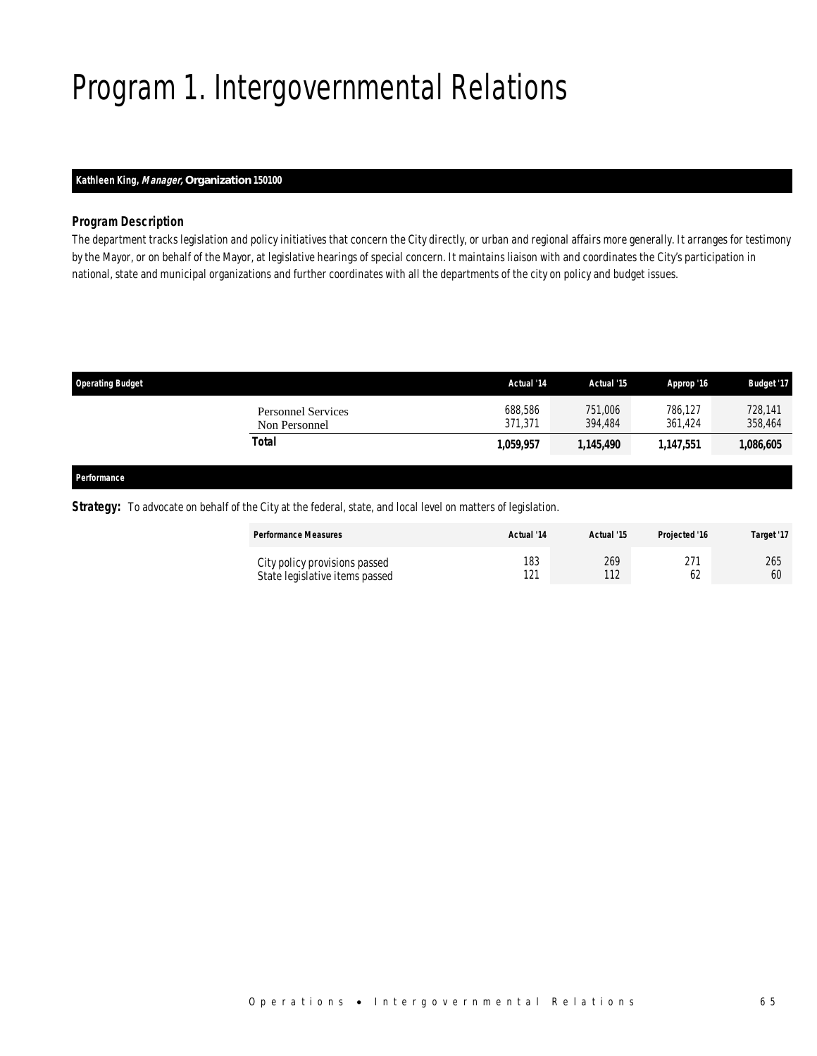# Program 1. Intergovernmental Relations

**Kathleen King, *Manager,* Organization 150100**

### *Program Description*

The department tracks legislation and policy initiatives that concern the City directly, or urban and regional affairs more generally. It arranges for testimony by the Mayor, or on behalf of the Mayor, at legislative hearings of special concern. It maintains liaison with and coordinates the City's participation in national, state and municipal organizations and further coordinates with all the departments of the city on policy and budget issues.

| Operating Budget | Actual '14 | Actual '15 | Approp '16 | Budget '17 |
|---|---|---|---|---|
| Personnel Services | 688,586 | 751,006 | 786,127 | 728,141 |
| Non Personnel | 371,371 | 394,484 | 361,424 | 358,464 |
| **Total** | **1,059,957** | **1,145,490** | **1,147,551** | **1,086,605** |

**Performance**

**Strategy:** To advocate on behalf of the City at the federal, state, and local level on matters of legislation.

| Performance Measures | Actual '14 | Actual '15 | Projected '16 | Target '17 |
|---|---|---|---|---|
| City policy provisions passed | 183 | 269 | 271 | 265 |
| State legislative items passed | 121 | 112 | 62 | 60 |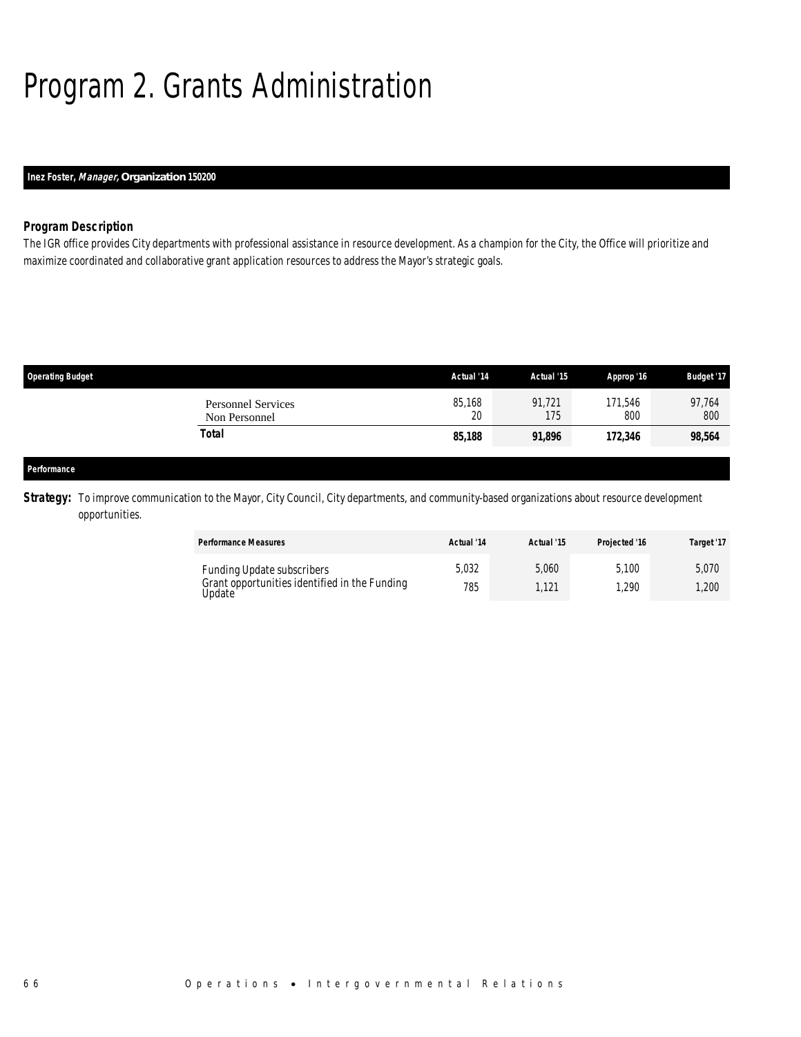# Program 2. Grants Administration

**Inez Foster, *Manager*, Organization 150200**

### Program Description

The IGR office provides City departments with professional assistance in resource development. As a champion for the City, the Office will prioritize and maximize coordinated and collaborative grant application resources to address the Mayor's strategic goals.

| Operating Budget | Actual '14 | Actual '15 | Approp '16 | Budget '17 |
|---|---|---|---|---|
| Personnel Services | 85,168 | 91,721 | 171,546 | 97,764 |
| Non Personnel | 20 | 175 | 800 | 800 |
| **Total** | **85,188** | **91,896** | **172,346** | **98,564** |

### Performance

**Strategy:** To improve communication to the Mayor, City Council, City departments, and community-based organizations about resource development opportunities.

| Performance Measures | Actual '14 | Actual '15 | Projected '16 | Target '17 |
|---|---|---|---|---|
| Funding Update subscribers | 5,032 | 5,060 | 5,100 | 5,070 |
| Grant opportunities identified in the Funding Update | 785 | 1,121 | 1,290 | 1,200 |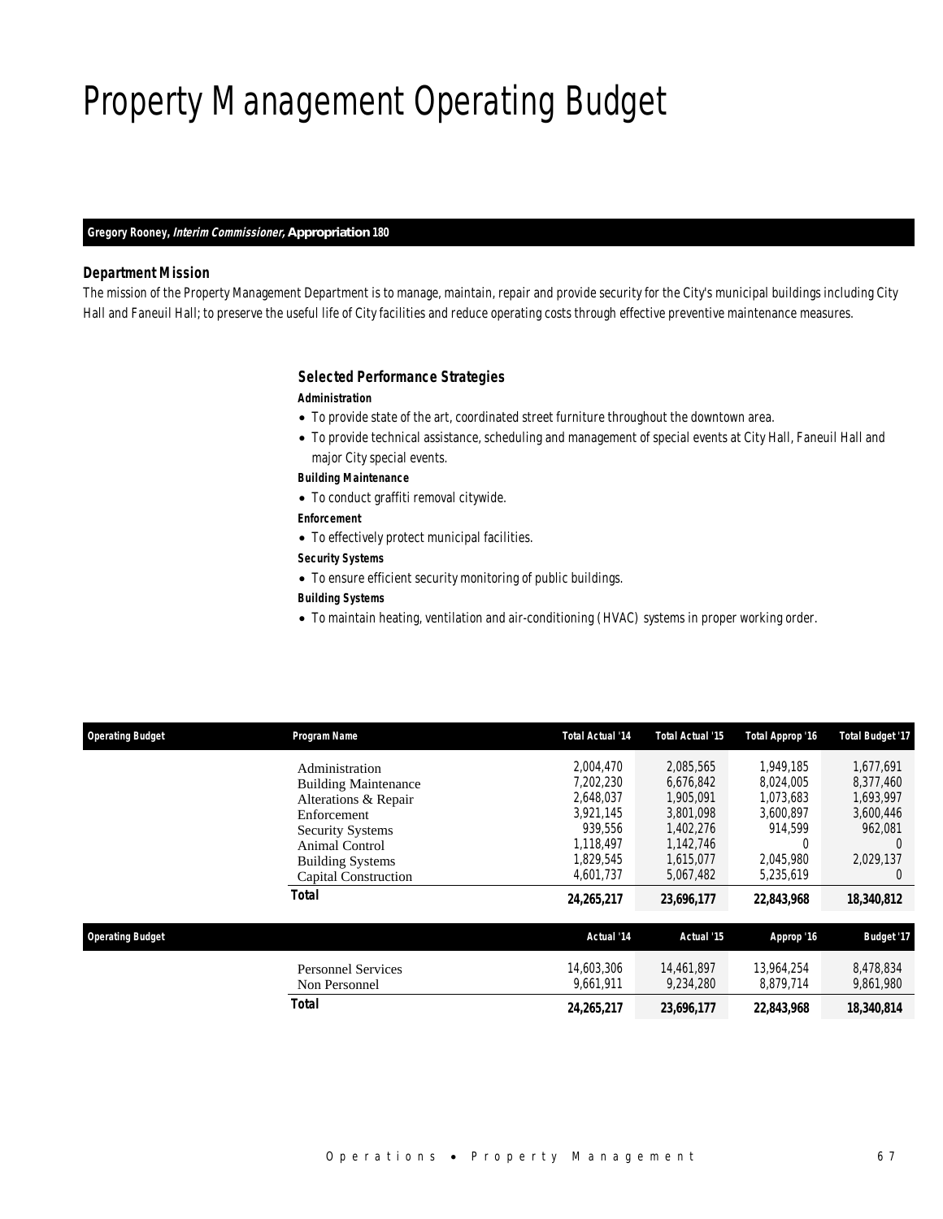# Property Management Operating Budget

**Gregory Rooney, *Interim Commissioner,* Appropriation 180**

### *Department Mission*

*The mission of the Property Management Department is to manage, maintain, repair and provide security for the City's municipal buildings including City Hall and Faneuil Hall; to preserve the useful life of City facilities and reduce operating costs through effective preventive maintenance measures.*

### *Selected Performance Strategies*

***Administration***

- To provide state of the art, coordinated street furniture throughout the downtown area.
- To provide technical assistance, scheduling and management of special events at City Hall, Faneuil Hall and major City special events.

***Building Maintenance***

- To conduct graffiti removal citywide.

***Enforcement***

- To effectively protect municipal facilities.

***Security Systems***

- To ensure efficient security monitoring of public buildings.

***Building Systems***

- To maintain heating, ventilation and air-conditioning (HVAC) systems in proper working order.

| Operating Budget | Program Name | Total Actual '14 | Total Actual '15 | Total Approp '16 | Total Budget '17 |
|---|---|---|---|---|---|
| | Administration | 2,004,470 | 2,085,565 | 1,949,185 | 1,677,691 |
| | Building Maintenance | 7,202,230 | 6,676,842 | 8,024,005 | 8,377,460 |
| | Alterations & Repair | 2,648,037 | 1,905,091 | 1,073,683 | 1,693,997 |
| | Enforcement | 3,921,145 | 3,801,098 | 3,600,897 | 3,600,446 |
| | Security Systems | 939,556 | 1,402,276 | 914,599 | 962,081 |
| | Animal Control | 1,118,497 | 1,142,746 | 0 | 0 |
| | Building Systems | 1,829,545 | 1,615,077 | 2,045,980 | 2,029,137 |
| | Capital Construction | 4,601,737 | 5,067,482 | 5,235,619 | 0 |
| | **Total** | **24,265,217** | **23,696,177** | **22,843,968** | **18,340,812** |

| Operating Budget | | Actual '14 | Actual '15 | Approp '16 | Budget '17 |
|---|---|---|---|---|---|
| | Personnel Services | 14,603,306 | 14,461,897 | 13,964,254 | 8,478,834 |
| | Non Personnel | 9,661,911 | 9,234,280 | 8,879,714 | 9,861,980 |
| | **Total** | **24,265,217** | **23,696,177** | **22,843,968** | **18,340,814** |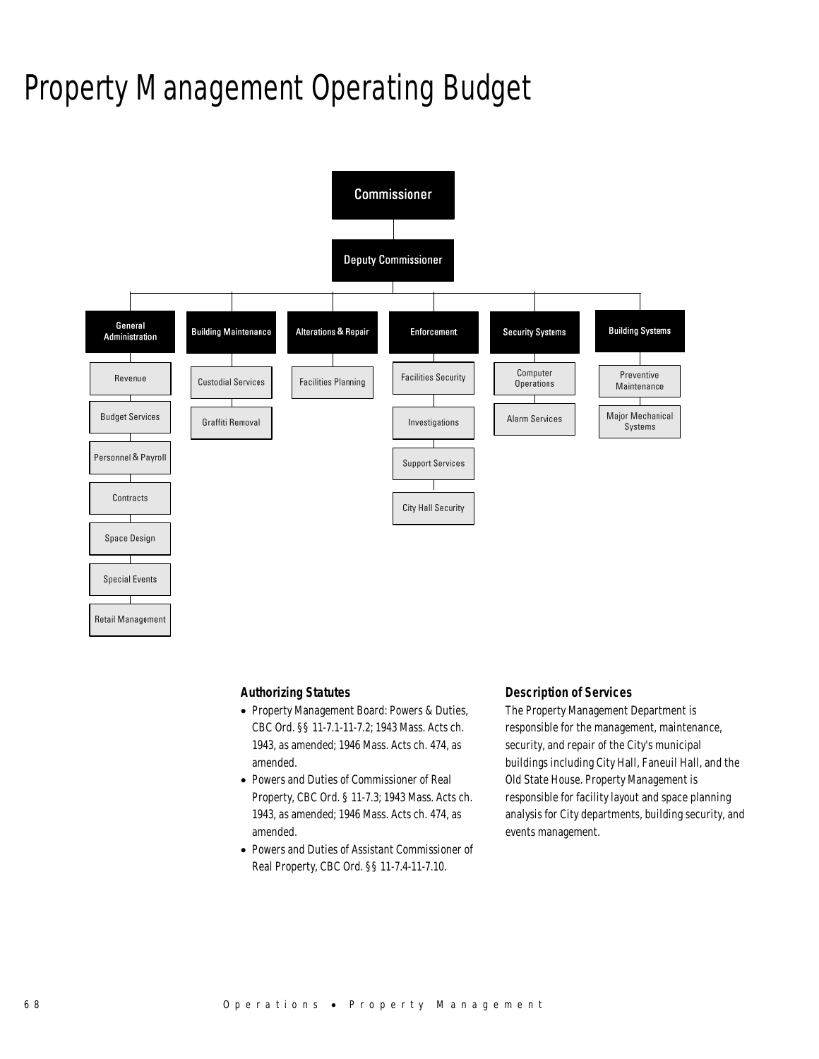# Property Management Operating Budget

- Commissioner
  - Deputy Commissioner
    - General Administration
      - Revenue
      - Budget Services
      - Personnel & Payroll
      - Contracts
      - Space Design
      - Special Events
      - Retail Management
    - Building Maintenance
      - Custodial Services
      - Graffiti Removal
    - Alterations & Repair
      - Facilities Planning
    - Enforcement
      - Facilities Security
      - Investigations
      - Support Services
      - City Hall Security
    - Security Systems
      - Computer Operations
      - Alarm Services
    - Building Systems
      - Preventive Maintenance
      - Major Mechanical Systems

### Authorizing Statutes

- Property Management Board: Powers & Duties, CBC Ord. §§ 11-7.1-11-7.2; 1943 Mass. Acts ch. 1943, as amended; 1946 Mass. Acts ch. 474, as amended.
- Powers and Duties of Commissioner of Real Property, CBC Ord. § 11-7.3; 1943 Mass. Acts ch. 1943, as amended; 1946 Mass. Acts ch. 474, as amended.
- Powers and Duties of Assistant Commissioner of Real Property, CBC Ord. §§ 11-7.4-11-7.10.

### Description of Services

The Property Management Department is responsible for the management, maintenance, security, and repair of the City's municipal buildings including City Hall, Faneuil Hall, and the Old State House. Property Management is responsible for facility layout and space planning analysis for City departments, building security, and events management.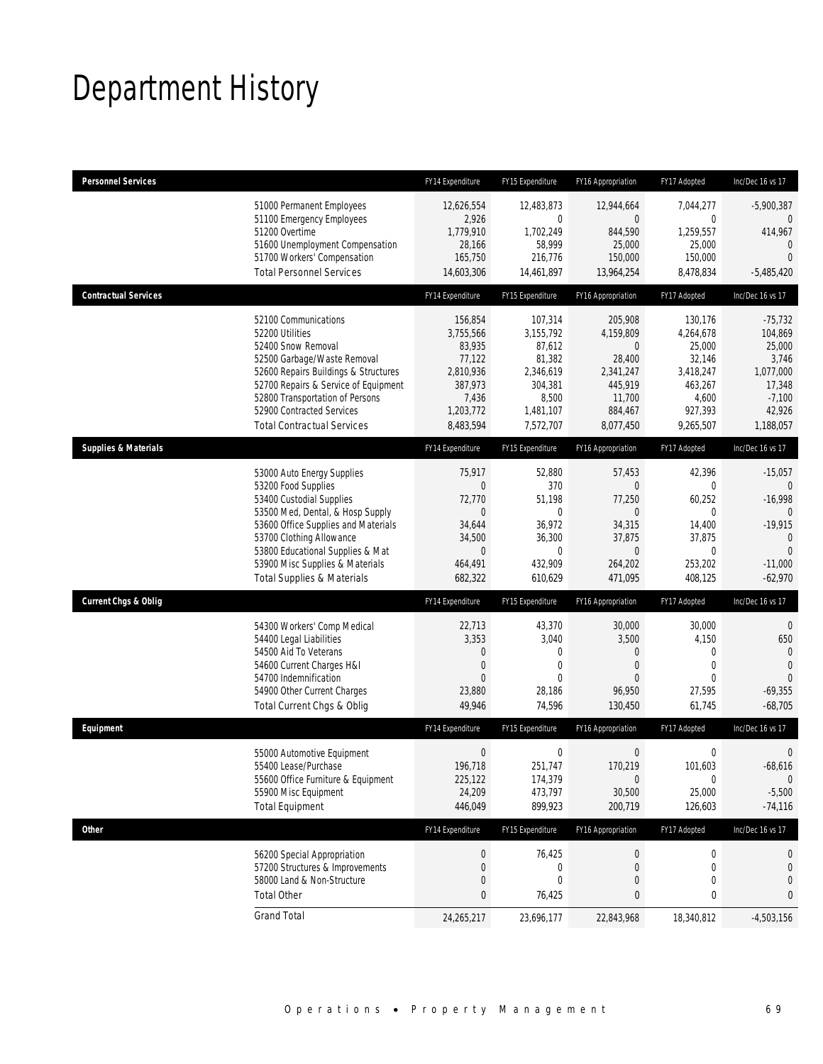# Department History

| Personnel Services | | FY14 Expenditure | FY15 Expenditure | FY16 Appropriation | FY17 Adopted | Inc/Dec 16 vs 17 |
|---|---|---|---|---|---|---|
| | 51000 Permanent Employees | 12,626,554 | 12,483,873 | 12,944,664 | 7,044,277 | -5,900,387 |
| | 51100 Emergency Employees | 2,926 | 0 | 0 | 0 | 0 |
| | 51200 Overtime | 1,779,910 | 1,702,249 | 844,590 | 1,259,557 | 414,967 |
| | 51600 Unemployment Compensation | 28,166 | 58,999 | 25,000 | 25,000 | 0 |
| | 51700 Workers' Compensation | 165,750 | 216,776 | 150,000 | 150,000 | 0 |
| | Total Personnel Services | 14,603,306 | 14,461,897 | 13,964,254 | 8,478,834 | -5,485,420 |
| **Contractual Services** | | FY14 Expenditure | FY15 Expenditure | FY16 Appropriation | FY17 Adopted | Inc/Dec 16 vs 17 |
| | 52100 Communications | 156,854 | 107,314 | 205,908 | 130,176 | -75,732 |
| | 52200 Utilities | 3,755,566 | 3,155,792 | 4,159,809 | 4,264,678 | 104,869 |
| | 52400 Snow Removal | 83,935 | 87,612 | 0 | 25,000 | 25,000 |
| | 52500 Garbage/Waste Removal | 77,122 | 81,382 | 28,400 | 32,146 | 3,746 |
| | 52600 Repairs Buildings & Structures | 2,810,936 | 2,346,619 | 2,341,247 | 3,418,247 | 1,077,000 |
| | 52700 Repairs & Service of Equipment | 387,973 | 304,381 | 445,919 | 463,267 | 17,348 |
| | 52800 Transportation of Persons | 7,436 | 8,500 | 11,700 | 4,600 | -7,100 |
| | 52900 Contracted Services | 1,203,772 | 1,481,107 | 884,467 | 927,393 | 42,926 |
| | Total Contractual Services | 8,483,594 | 7,572,707 | 8,077,450 | 9,265,507 | 1,188,057 |
| **Supplies & Materials** | | FY14 Expenditure | FY15 Expenditure | FY16 Appropriation | FY17 Adopted | Inc/Dec 16 vs 17 |
| | 53000 Auto Energy Supplies | 75,917 | 52,880 | 57,453 | 42,396 | -15,057 |
| | 53200 Food Supplies | 0 | 370 | 0 | 0 | 0 |
| | 53400 Custodial Supplies | 72,770 | 51,198 | 77,250 | 60,252 | -16,998 |
| | 53500 Med, Dental, & Hosp Supply | 0 | 0 | 0 | 0 | 0 |
| | 53600 Office Supplies and Materials | 34,644 | 36,972 | 34,315 | 14,400 | -19,915 |
| | 53700 Clothing Allowance | 34,500 | 36,300 | 37,875 | 37,875 | 0 |
| | 53800 Educational Supplies & Mat | 0 | 0 | 0 | 0 | 0 |
| | 53900 Misc Supplies & Materials | 464,491 | 432,909 | 264,202 | 253,202 | -11,000 |
| | Total Supplies & Materials | 682,322 | 610,629 | 471,095 | 408,125 | -62,970 |
| **Current Chgs & Oblig** | | FY14 Expenditure | FY15 Expenditure | FY16 Appropriation | FY17 Adopted | Inc/Dec 16 vs 17 |
| | 54300 Workers' Comp Medical | 22,713 | 43,370 | 30,000 | 30,000 | 0 |
| | 54400 Legal Liabilities | 3,353 | 3,040 | 3,500 | 4,150 | 650 |
| | 54500 Aid To Veterans | 0 | 0 | 0 | 0 | 0 |
| | 54600 Current Charges H&I | 0 | 0 | 0 | 0 | 0 |
| | 54700 Indemnification | 0 | 0 | 0 | 0 | 0 |
| | 54900 Other Current Charges | 23,880 | 28,186 | 96,950 | 27,595 | -69,355 |
| | Total Current Chgs & Oblig | 49,946 | 74,596 | 130,450 | 61,745 | -68,705 |
| **Equipment** | | FY14 Expenditure | FY15 Expenditure | FY16 Appropriation | FY17 Adopted | Inc/Dec 16 vs 17 |
| | 55000 Automotive Equipment | 0 | 0 | 0 | 0 | 0 |
| | 55400 Lease/Purchase | 196,718 | 251,747 | 170,219 | 101,603 | -68,616 |
| | 55600 Office Furniture & Equipment | 225,122 | 174,379 | 0 | 0 | 0 |
| | 55900 Misc Equipment | 24,209 | 473,797 | 30,500 | 25,000 | -5,500 |
| | Total Equipment | 446,049 | 899,923 | 200,719 | 126,603 | -74,116 |
| **Other** | | FY14 Expenditure | FY15 Expenditure | FY16 Appropriation | FY17 Adopted | Inc/Dec 16 vs 17 |
| | 56200 Special Appropriation | 0 | 76,425 | 0 | 0 | 0 |
| | 57200 Structures & Improvements | 0 | 0 | 0 | 0 | 0 |
| | 58000 Land & Non-Structure | 0 | 0 | 0 | 0 | 0 |
| | Total Other | 0 | 76,425 | 0 | 0 | 0 |
| | Grand Total | 24,265,217 | 23,696,177 | 22,843,968 | 18,340,812 | -4,503,156 |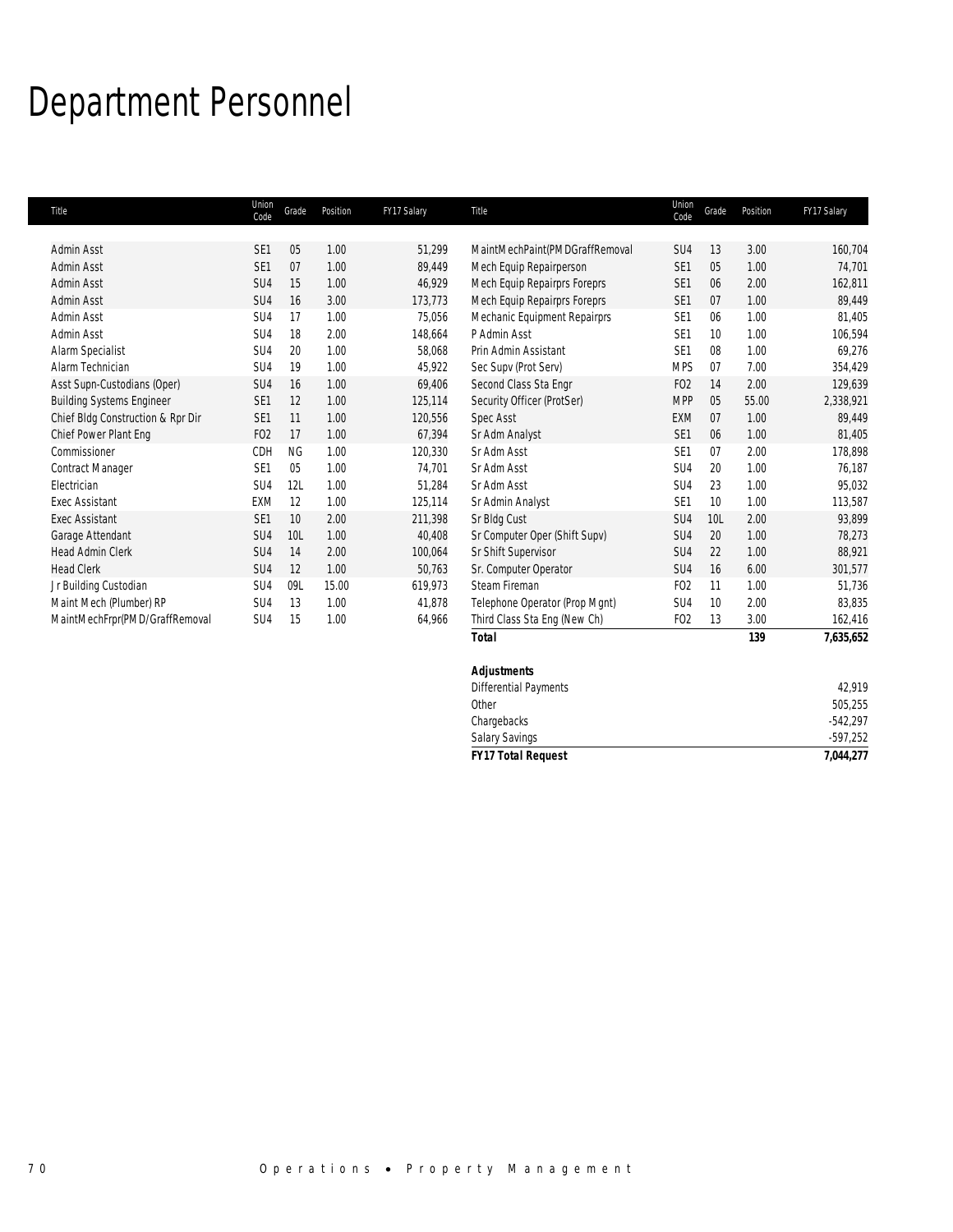# Department Personnel

| Title | Union Code | Grade | Position | FY17 Salary |
|---|---|---|---|---|
| Admin Asst | SE1 | 05 | 1.00 | 51,299 |
| Admin Asst | SE1 | 07 | 1.00 | 89,449 |
| Admin Asst | SU4 | 15 | 1.00 | 46,929 |
| Admin Asst | SU4 | 16 | 3.00 | 173,773 |
| Admin Asst | SU4 | 17 | 1.00 | 75,056 |
| Admin Asst | SU4 | 18 | 2.00 | 148,664 |
| Alarm Specialist | SU4 | 20 | 1.00 | 58,068 |
| Alarm Technician | SU4 | 19 | 1.00 | 45,922 |
| Asst Supn-Custodians (Oper) | SU4 | 16 | 1.00 | 69,406 |
| Building Systems Engineer | SE1 | 12 | 1.00 | 125,114 |
| Chief Bldg Construction & Rpr Dir | SE1 | 11 | 1.00 | 120,556 |
| Chief Power Plant Eng | FO2 | 17 | 1.00 | 67,394 |
| Commissioner | CDH | NG | 1.00 | 120,330 |
| Contract Manager | SE1 | 05 | 1.00 | 74,701 |
| Electrician | SU4 | 12L | 1.00 | 51,284 |
| Exec Assistant | EXM | 12 | 1.00 | 125,114 |
| Exec Assistant | SE1 | 10 | 2.00 | 211,398 |
| Garage Attendant | SU4 | 10L | 1.00 | 40,408 |
| Head Admin Clerk | SU4 | 14 | 2.00 | 100,064 |
| Head Clerk | SU4 | 12 | 1.00 | 50,763 |
| Jr Building Custodian | SU4 | 09L | 15.00 | 619,973 |
| Maint Mech (Plumber) RP | SU4 | 13 | 1.00 | 41,878 |
| MaintMechFrpr(PMD/GraffRemoval | SU4 | 15 | 1.00 | 64,966 |
| MaintMechPaint(PMDGraffRemoval | SU4 | 13 | 3.00 | 160,704 |
| Mech Equip Repairperson | SE1 | 05 | 1.00 | 74,701 |
| Mech Equip Repairprs Foreprs | SE1 | 06 | 2.00 | 162,811 |
| Mech Equip Repairprs Foreprs | SE1 | 07 | 1.00 | 89,449 |
| Mechanic Equipment Repairprs | SE1 | 06 | 1.00 | 81,405 |
| P Admin Asst | SE1 | 10 | 1.00 | 106,594 |
| Prin Admin Assistant | SE1 | 08 | 1.00 | 69,276 |
| Sec Supv (Prot Serv) | MPS | 07 | 7.00 | 354,429 |
| Second Class Sta Engr | FO2 | 14 | 2.00 | 129,639 |
| Security Officer (ProtSer) | MPP | 05 | 55.00 | 2,338,921 |
| Spec Asst | EXM | 07 | 1.00 | 89,449 |
| Sr Adm Analyst | SE1 | 06 | 1.00 | 81,405 |
| Sr Adm Asst | SE1 | 07 | 2.00 | 178,898 |
| Sr Adm Asst | SU4 | 20 | 1.00 | 76,187 |
| Sr Adm Asst | SU4 | 23 | 1.00 | 95,032 |
| Sr Admin Analyst | SE1 | 10 | 1.00 | 113,587 |
| Sr Bldg Cust | SU4 | 10L | 2.00 | 93,899 |
| Sr Computer Oper (Shift Supv) | SU4 | 20 | 1.00 | 78,273 |
| Sr Shift Supervisor | SU4 | 22 | 1.00 | 88,921 |
| Sr. Computer Operator | SU4 | 16 | 6.00 | 301,577 |
| Steam Fireman | FO2 | 11 | 1.00 | 51,736 |
| Telephone Operator (Prop Mgnt) | SU4 | 10 | 2.00 | 83,835 |
| Third Class Sta Eng (New Ch) | FO2 | 13 | 3.00 | 162,416 |
| ***Total*** | | | ***139*** | ***7,635,652*** |

| ***Adjustments*** | |
|---|---|
| Differential Payments | 42,919 |
| Other | 505,255 |
| Chargebacks | -542,297 |
| Salary Savings | -597,252 |
| ***FY17 Total Request*** | ***7,044,277*** |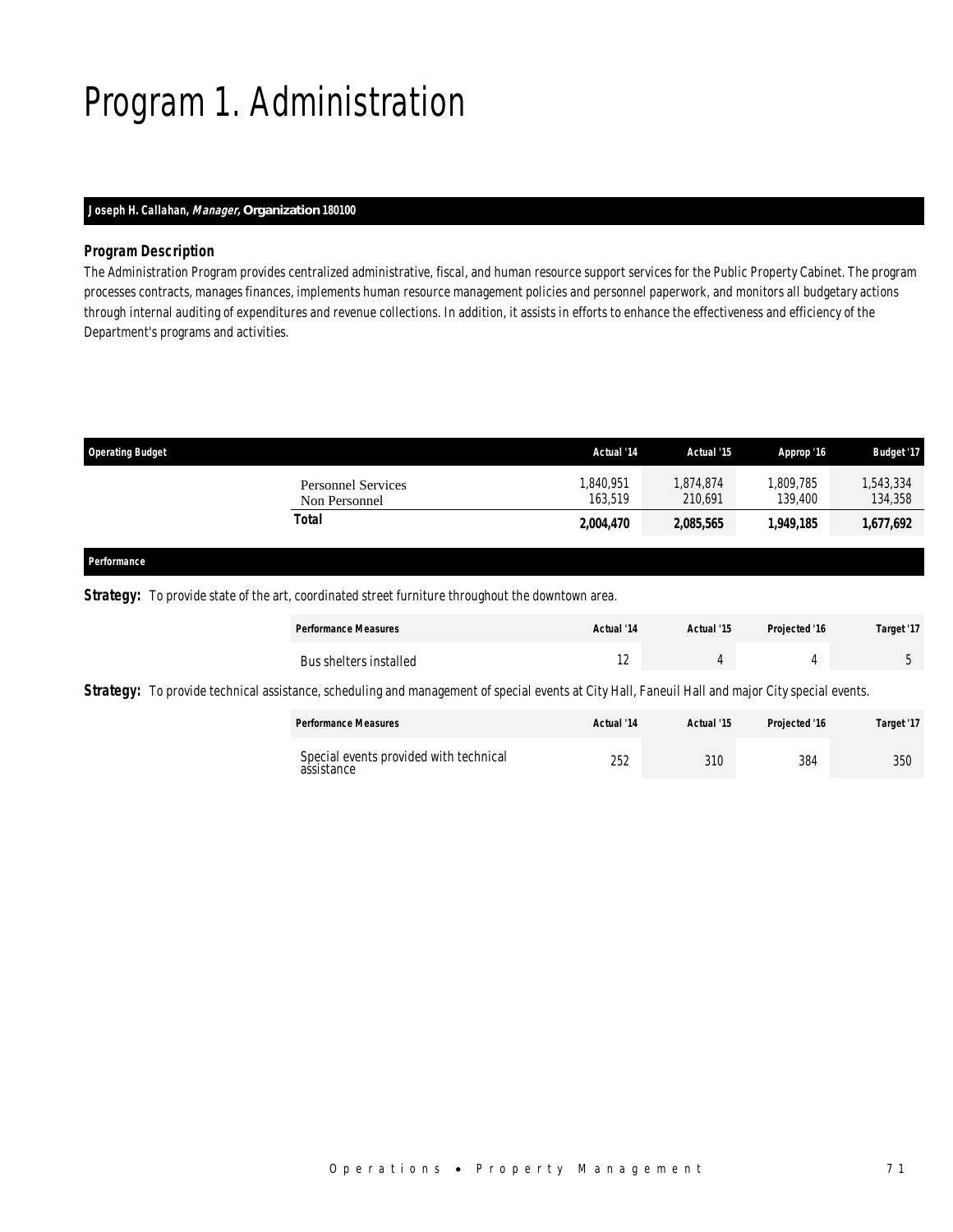# Program 1. Administration

**Joseph H. Callahan, *Manager,* Organization 180100**

### *Program Description*

The Administration Program provides centralized administrative, fiscal, and human resource support services for the Public Property Cabinet. The program processes contracts, manages finances, implements human resource management policies and personnel paperwork, and monitors all budgetary actions through internal auditing of expenditures and revenue collections. In addition, it assists in efforts to enhance the effectiveness and efficiency of the Department's programs and activities.

| Operating Budget | Actual '14 | Actual '15 | Approp '16 | Budget '17 |
|---|---|---|---|---|
| Personnel Services | 1,840,951 | 1,874,874 | 1,809,785 | 1,543,334 |
| Non Personnel | 163,519 | 210,691 | 139,400 | 134,358 |
| **Total** | **2,004,470** | **2,085,565** | **1,949,185** | **1,677,692** |

**Performance**

***Strategy:*** To provide state of the art, coordinated street furniture throughout the downtown area.

| Performance Measures | Actual '14 | Actual '15 | Projected '16 | Target '17 |
|---|---|---|---|---|
| Bus shelters installed | 12 | 4 | 4 | 5 |

***Strategy:*** To provide technical assistance, scheduling and management of special events at City Hall, Faneuil Hall and major City special events.

| Performance Measures | Actual '14 | Actual '15 | Projected '16 | Target '17 |
|---|---|---|---|---|
| Special events provided with technical assistance | 252 | 310 | 384 | 350 |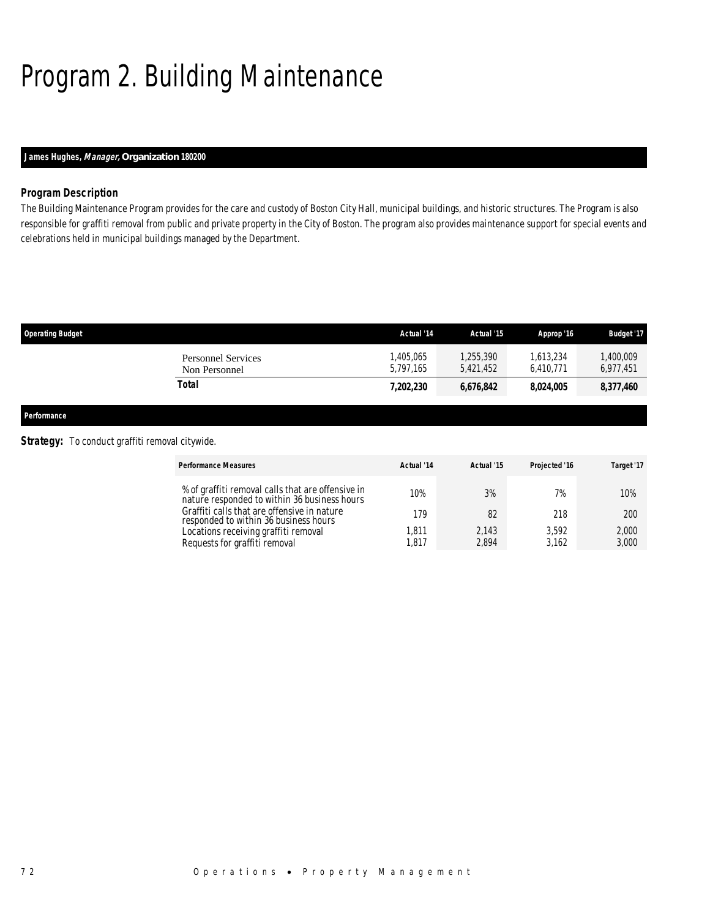# Program 2. Building Maintenance

**James Hughes, *Manager*, Organization 180200**

### Program Description

The Building Maintenance Program provides for the care and custody of Boston City Hall, municipal buildings, and historic structures. The Program is also responsible for graffiti removal from public and private property in the City of Boston. The program also provides maintenance support for special events and celebrations held in municipal buildings managed by the Department.

| Operating Budget | Actual '14 | Actual '15 | Approp '16 | Budget '17 |
|---|---|---|---|---|
| Personnel Services | 1,405,065 | 1,255,390 | 1,613,234 | 1,400,009 |
| Non Personnel | 5,797,165 | 5,421,452 | 6,410,771 | 6,977,451 |
| **Total** | **7,202,230** | **6,676,842** | **8,024,005** | **8,377,460** |

**Performance**

**Strategy:** To conduct graffiti removal citywide.

| Performance Measures | Actual '14 | Actual '15 | Projected '16 | Target '17 |
|---|---|---|---|---|
| % of graffiti removal calls that are offensive in nature responded to within 36 business hours | 10% | 3% | 7% | 10% |
| Graffiti calls that are offensive in nature responded to within 36 business hours | 179 | 82 | 218 | 200 |
| Locations receiving graffiti removal | 1,811 | 2,143 | 3,592 | 2,000 |
| Requests for graffiti removal | 1,817 | 2,894 | 3,162 | 3,000 |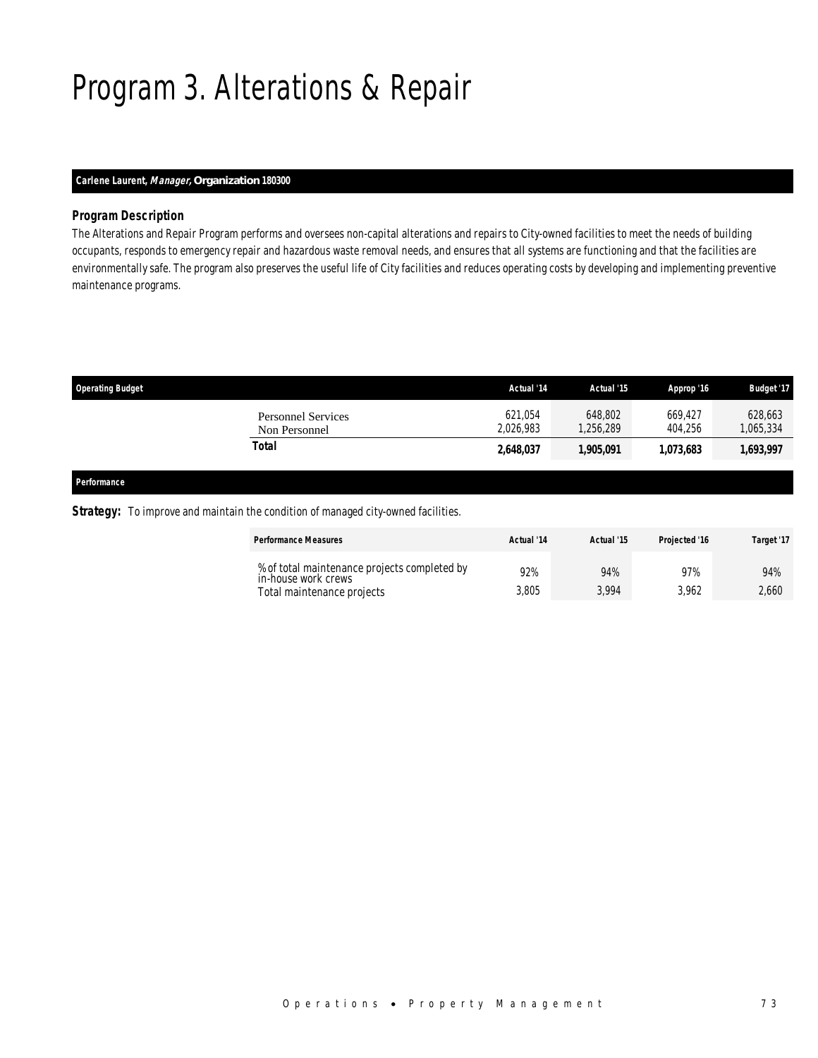# Program 3. Alterations & Repair

**Carlene Laurent, *Manager*, Organization 180300**

### *Program Description*

The Alterations and Repair Program performs and oversees non-capital alterations and repairs to City-owned facilities to meet the needs of building occupants, responds to emergency repair and hazardous waste removal needs, and ensures that all systems are functioning and that the facilities are environmentally safe. The program also preserves the useful life of City facilities and reduces operating costs by developing and implementing preventive maintenance programs.

| Operating Budget | Actual '14 | Actual '15 | Approp '16 | Budget '17 |
|---|---|---|---|---|
| Personnel Services | 621,054 | 648,802 | 669,427 | 628,663 |
| Non Personnel | 2,026,983 | 1,256,289 | 404,256 | 1,065,334 |
| **Total** | **2,648,037** | **1,905,091** | **1,073,683** | **1,693,997** |

***Performance***

**Strategy:** To improve and maintain the condition of managed city-owned facilities.

| Performance Measures | Actual '14 | Actual '15 | Projected '16 | Target '17 |
|---|---|---|---|---|
| % of total maintenance projects completed by in-house work crews | 92% | 94% | 97% | 94% |
| Total maintenance projects | 3,805 | 3,994 | 3,962 | 2,660 |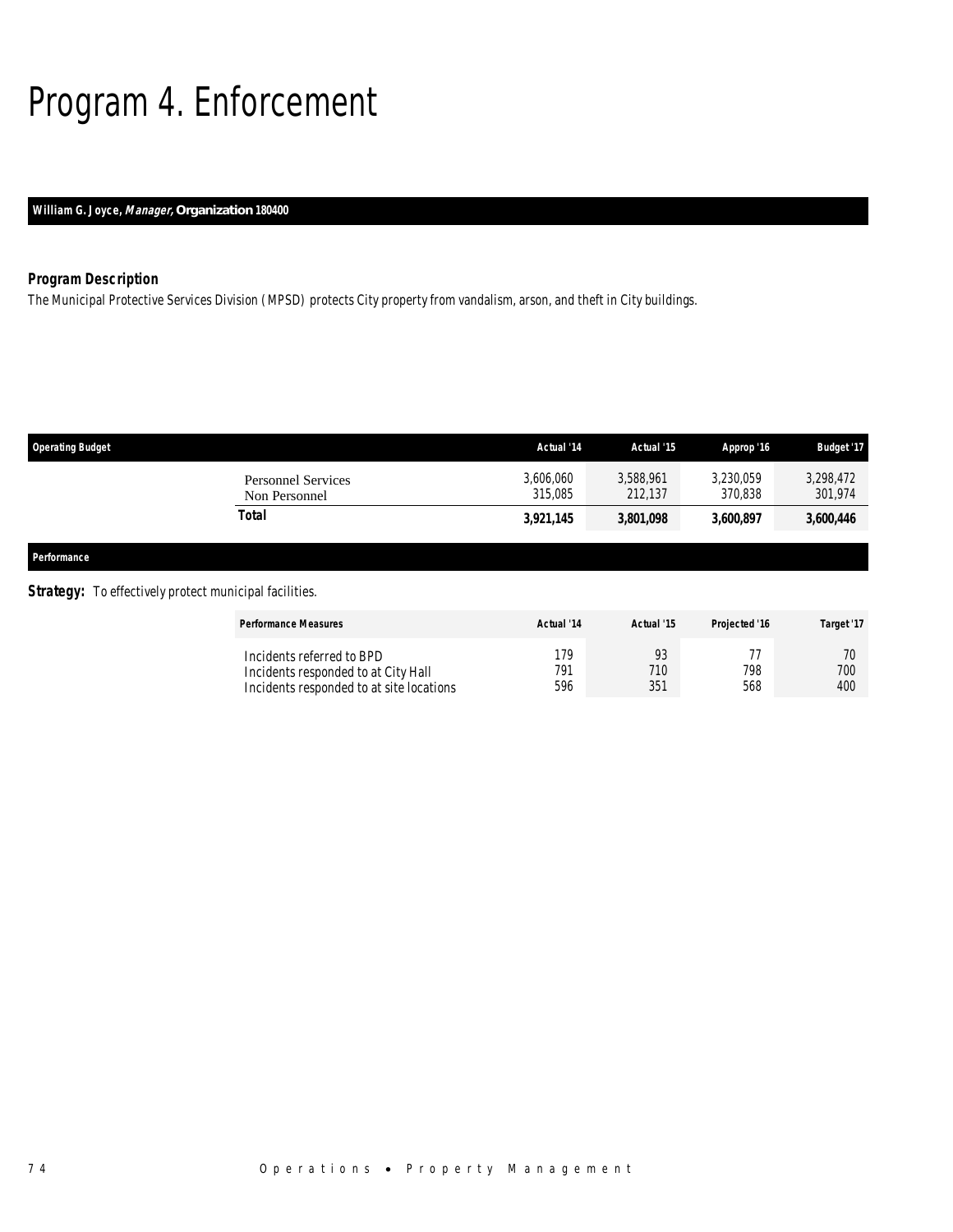# Program 4. Enforcement

**William G. Joyce, *Manager*, Organization 180400**

### *Program Description*

*The Municipal Protective Services Division (MPSD) protects City property from vandalism, arson, and theft in City buildings.*

| Operating Budget | Actual '14 | Actual '15 | Approp '16 | Budget '17 |
|---|---|---|---|---|
| Personnel Services | 3,606,060 | 3,588,961 | 3,230,059 | 3,298,472 |
| Non Personnel | 315,085 | 212,137 | 370,838 | 301,974 |
| **Total** | **3,921,145** | **3,801,098** | **3,600,897** | **3,600,446** |

### *Performance*

***Strategy:*** To effectively protect municipal facilities.

| Performance Measures | Actual '14 | Actual '15 | Projected '16 | Target '17 |
|---|---|---|---|---|
| Incidents referred to BPD | 179 | 93 | 77 | 70 |
| Incidents responded to at City Hall | 791 | 710 | 798 | 700 |
| Incidents responded to at site locations | 596 | 351 | 568 | 400 |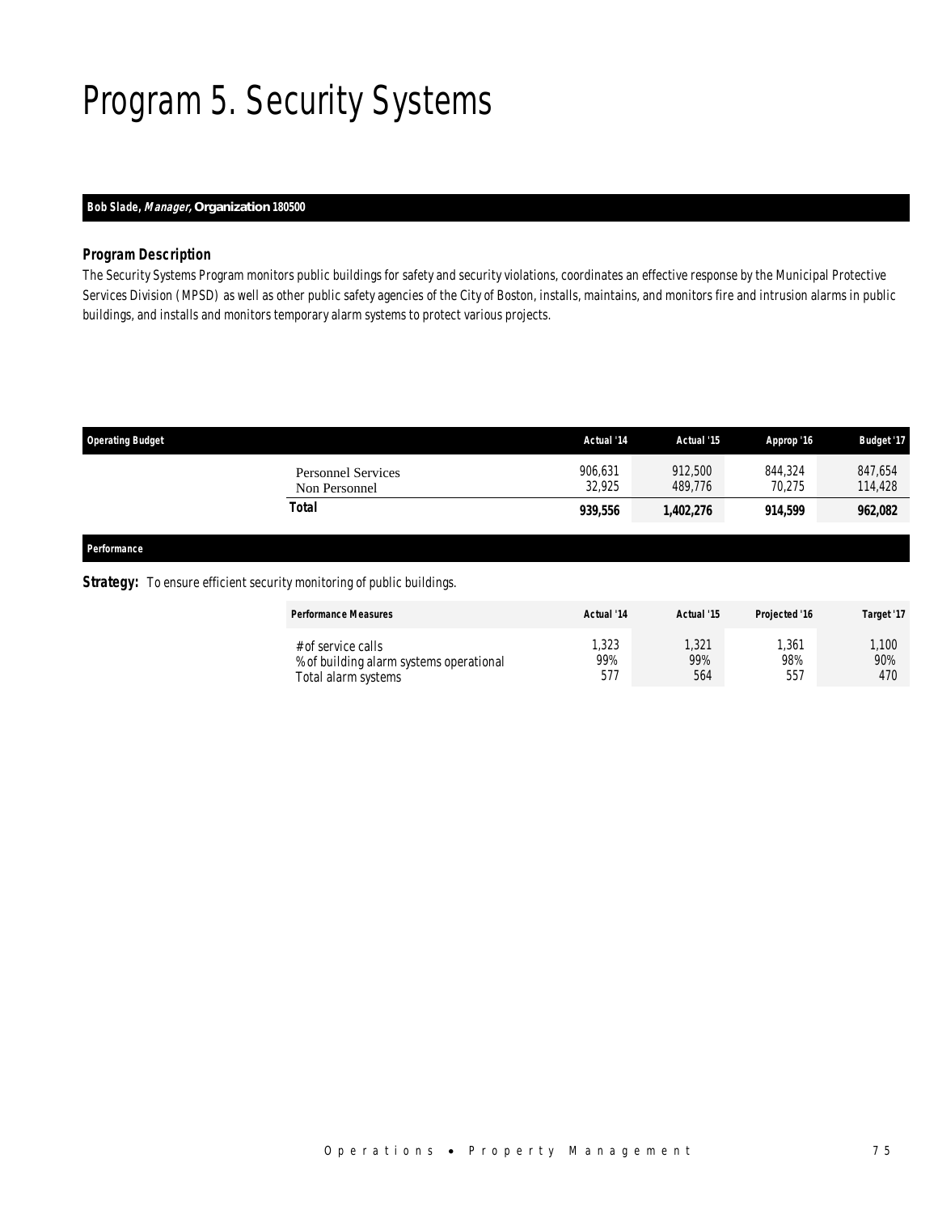# Program 5. Security Systems

**Bob Slade, *Manager,* Organization 180500**

### Program Description

The Security Systems Program monitors public buildings for safety and security violations, coordinates an effective response by the Municipal Protective Services Division (MPSD) as well as other public safety agencies of the City of Boston, installs, maintains, and monitors fire and intrusion alarms in public buildings, and installs and monitors temporary alarm systems to protect various projects.

| Operating Budget | Actual '14 | Actual '15 | Approp '16 | Budget '17 |
|---|---|---|---|---|
| Personnel Services | 906,631 | 912,500 | 844,324 | 847,654 |
| Non Personnel | 32,925 | 489,776 | 70,275 | 114,428 |
| **Total** | **939,556** | **1,402,276** | **914,599** | **962,082** |

### Performance

**Strategy:** To ensure efficient security monitoring of public buildings.

| Performance Measures | Actual '14 | Actual '15 | Projected '16 | Target '17 |
|---|---|---|---|---|
| # of service calls | 1,323 | 1,321 | 1,361 | 1,100 |
| % of building alarm systems operational | 99% | 99% | 98% | 90% |
| Total alarm systems | 577 | 564 | 557 | 470 |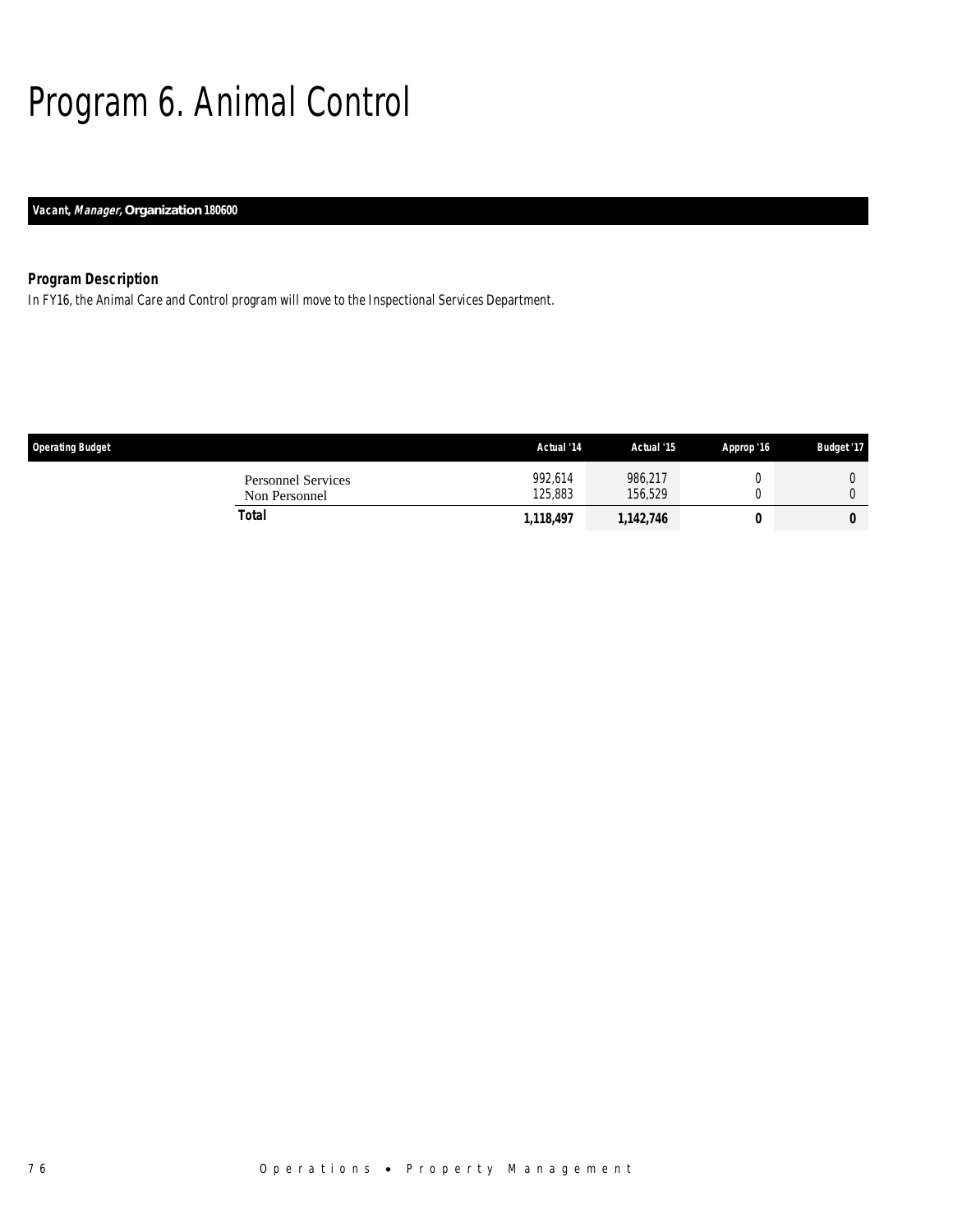# Program 6. Animal Control

***Vacant, Manager,* Organization 180600**

### Program Description

In FY16, the Animal Care and Control program will move to the Inspectional Services Department.

| Operating Budget | Actual '14 | Actual '15 | Approp '16 | Budget '17 |
|---|---|---|---|---|
| Personnel Services | 992,614 | 986,217 | 0 | 0 |
| Non Personnel | 125,883 | 156,529 | 0 | 0 |
| **Total** | **1,118,497** | **1,142,746** | **0** | **0** |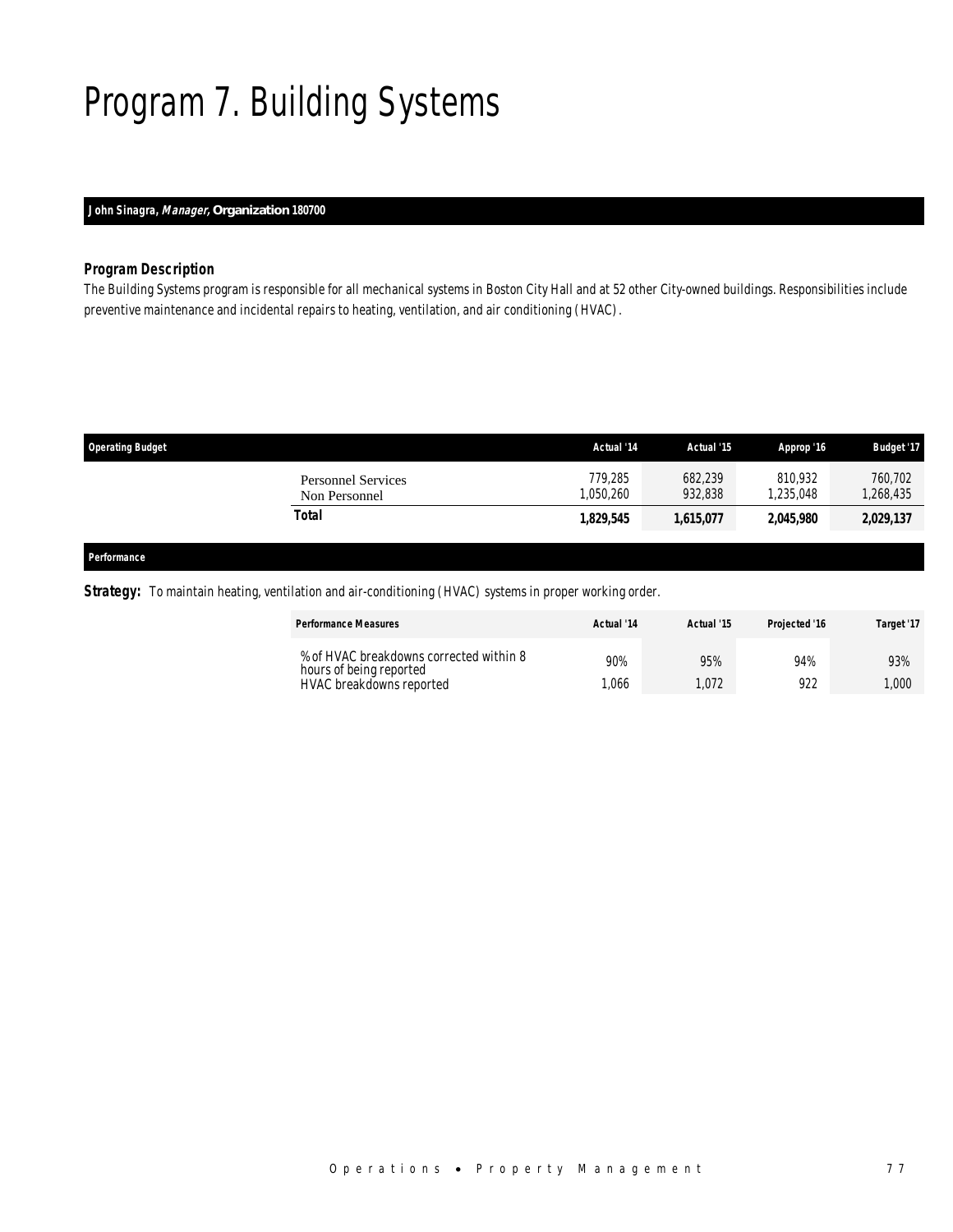# Program 7. Building Systems

**John Sinagra, *Manager*, Organization 180700**

### *Program Description*

*The Building Systems program is responsible for all mechanical systems in Boston City Hall and at 52 other City-owned buildings. Responsibilities include preventive maintenance and incidental repairs to heating, ventilation, and air conditioning (HVAC).*

| Operating Budget | Actual '14 | Actual '15 | Approp '16 | Budget '17 |
|---|---|---|---|---|
| Personnel Services | 779,285 | 682,239 | 810,932 | 760,702 |
| Non Personnel | 1,050,260 | 932,838 | 1,235,048 | 1,268,435 |
| **Total** | **1,829,545** | **1,615,077** | **2,045,980** | **2,029,137** |

**Performance**

**Strategy:** To maintain heating, ventilation and air-conditioning (HVAC) systems in proper working order.

| Performance Measures | Actual '14 | Actual '15 | Projected '16 | Target '17 |
|---|---|---|---|---|
| % of HVAC breakdowns corrected within 8 hours of being reported | 90% | 95% | 94% | 93% |
| HVAC breakdowns reported | 1,066 | 1,072 | 922 | 1,000 |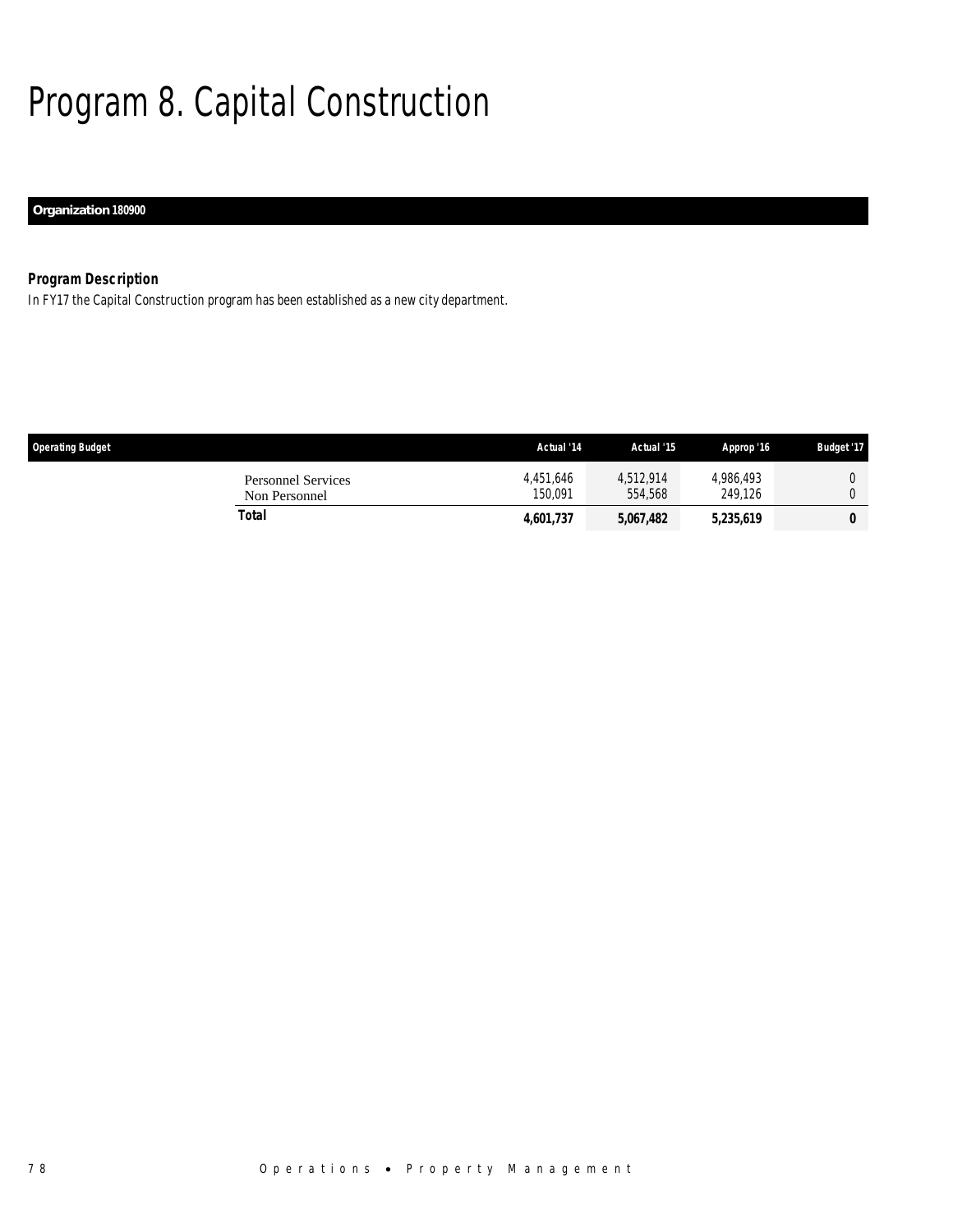# Program 8. Capital Construction

**Organization** 180900

### *Program Description*

*In FY17 the Capital Construction program has been established as a new city department.*

| Operating Budget | Actual '14 | Actual '15 | Approp '16 | Budget '17 |
|---|---|---|---|---|
| Personnel Services | 4,451,646 | 4,512,914 | 4,986,493 | 0 |
| Non Personnel | 150,091 | 554,568 | 249,126 | 0 |
| **Total** | **4,601,737** | **5,067,482** | **5,235,619** | **0** |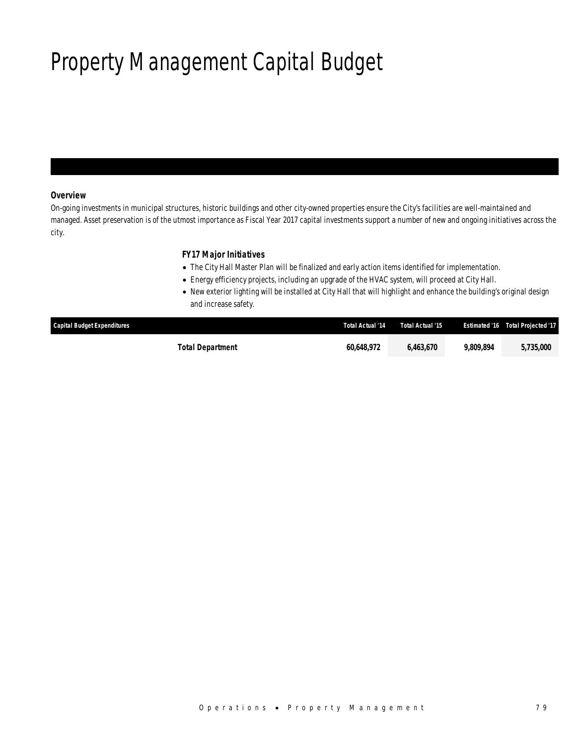# Property Management Capital Budget

***Overview***

*On-going investments in municipal structures, historic buildings and other city-owned properties ensure the City's facilities are well-maintained and managed. Asset preservation is of the utmost importance as Fiscal Year 2017 capital investments support a number of new and ongoing initiatives across the city.*

***FY17 Major Initiatives***

- *The City Hall Master Plan will be finalized and early action items identified for implementation.*
- *Energy efficiency projects, including an upgrade of the HVAC system, will proceed at City Hall.*
- *New exterior lighting will be installed at City Hall that will highlight and enhance the building's original design and increase safety.*

| Capital Budget Expenditures | Total Actual '14 | Total Actual '15 | Estimated '16 | Total Projected '17 |
|---|---|---|---|---|
| **Total Department** | **60,648,972** | **6,463,670** | **9,809,894** | **5,735,000** |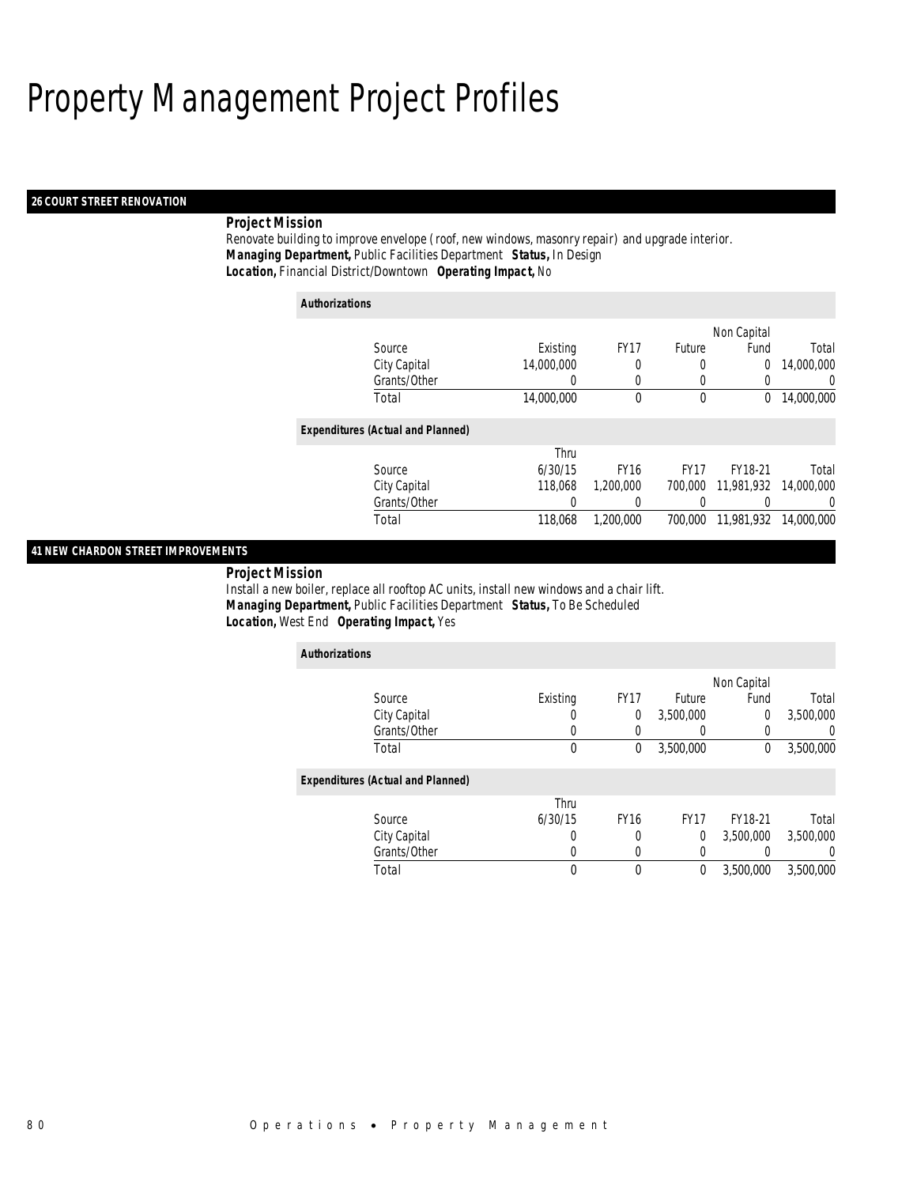# Property Management Project Profiles

## 26 COURT STREET RENOVATION

***Project Mission***

Renovate building to improve envelope ( roof, new windows, masonry repair) and upgrade interior.

***Managing Department,*** Public Facilities Department ***Status,*** In Design

***Location,*** Financial District/Downtown ***Operating Impact,*** No

***Authorizations***

| Source | Existing | FY17 | Future | Non Capital Fund | Total |
|---|---|---|---|---|---|
| City Capital | 14,000,000 | 0 | 0 | 0 | 14,000,000 |
| Grants/Other | 0 | 0 | 0 | 0 | 0 |
| Total | 14,000,000 | 0 | 0 | 0 | 14,000,000 |

***Expenditures (Actual and Planned)***

| Source | Thru 6/30/15 | FY16 | FY17 | FY18-21 | Total |
|---|---|---|---|---|---|
| City Capital | 118,068 | 1,200,000 | 700,000 | 11,981,932 | 14,000,000 |
| Grants/Other | 0 | 0 | 0 | 0 | 0 |
| Total | 118,068 | 1,200,000 | 700,000 | 11,981,932 | 14,000,000 |

## 41 NEW CHARDON STREET IMPROVEMENTS

***Project Mission***

Install a new boiler, replace all rooftop AC units, install new windows and a chair lift.

***Managing Department,*** Public Facilities Department ***Status,*** To Be Scheduled

***Location,*** West End ***Operating Impact,*** Yes

***Authorizations***

| Source | Existing | FY17 | Future | Non Capital Fund | Total |
|---|---|---|---|---|---|
| City Capital | 0 | 0 | 3,500,000 | 0 | 3,500,000 |
| Grants/Other | 0 | 0 | 0 | 0 | 0 |
| Total | 0 | 0 | 3,500,000 | 0 | 3,500,000 |

***Expenditures (Actual and Planned)***

| Source | Thru 6/30/15 | FY16 | FY17 | FY18-21 | Total |
|---|---|---|---|---|---|
| City Capital | 0 | 0 | 0 | 3,500,000 | 3,500,000 |
| Grants/Other | 0 | 0 | 0 | 0 | 0 |
| Total | 0 | 0 | 0 | 3,500,000 | 3,500,000 |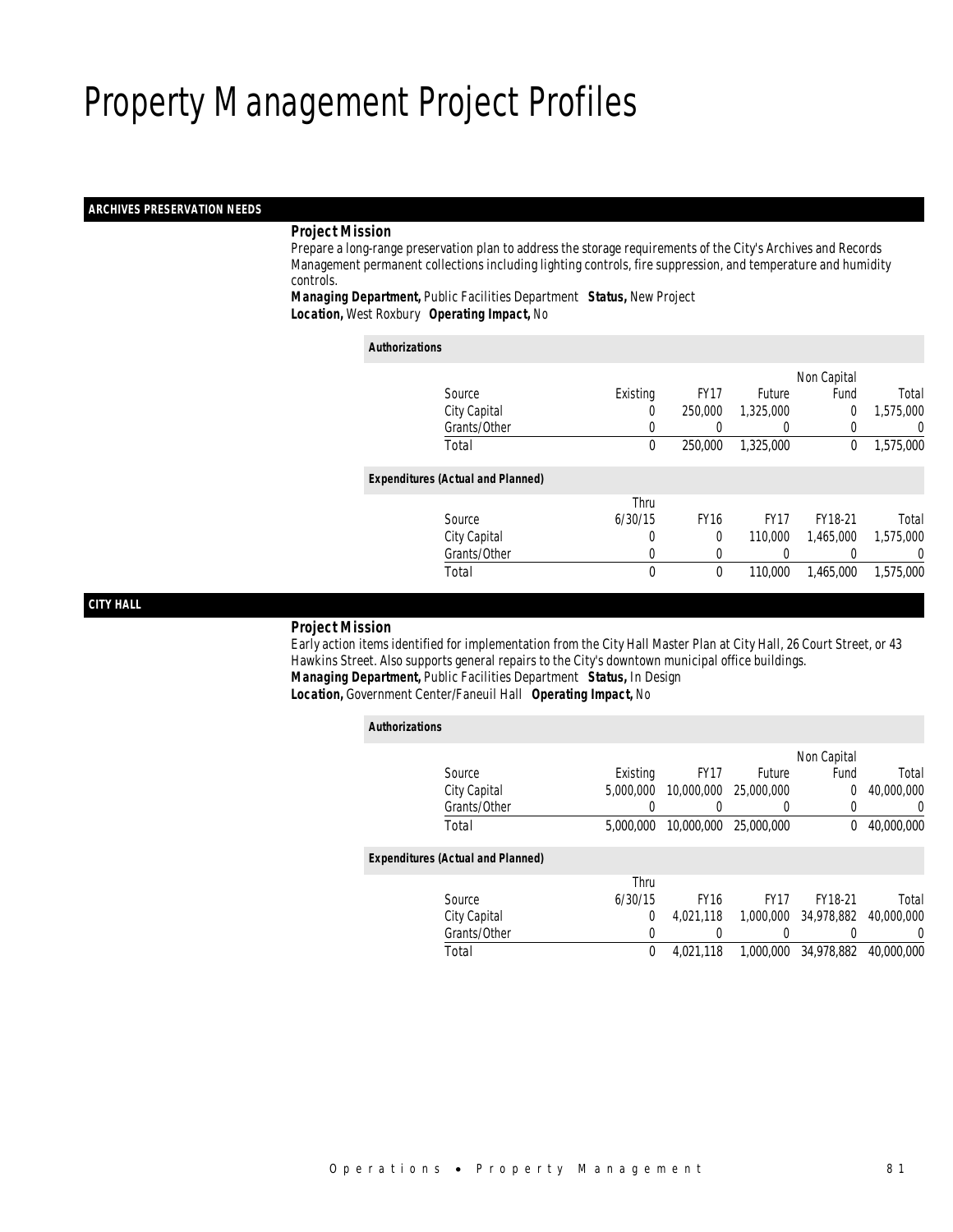# Property Management Project Profiles

## ARCHIVES PRESERVATION NEEDS

**Project Mission**

Prepare a long-range preservation plan to address the storage requirements of the City's Archives and Records Management permanent collections including lighting controls, fire suppression, and temperature and humidity controls.

**Managing Department,** Public Facilities Department **Status,** New Project
**Location,** West Roxbury **Operating Impact,** No

**Authorizations**

| Source | Existing | FY17 | Future | Non Capital Fund | Total |
|---|---|---|---|---|---|
| City Capital | 0 | 250,000 | 1,325,000 | 0 | 1,575,000 |
| Grants/Other | 0 | 0 | 0 | 0 | 0 |
| Total | 0 | 250,000 | 1,325,000 | 0 | 1,575,000 |

**Expenditures (Actual and Planned)**

| Source | Thru 6/30/15 | FY16 | FY17 | FY18-21 | Total |
|---|---|---|---|---|---|
| City Capital | 0 | 0 | 110,000 | 1,465,000 | 1,575,000 |
| Grants/Other | 0 | 0 | 0 | 0 | 0 |
| Total | 0 | 0 | 110,000 | 1,465,000 | 1,575,000 |

## CITY HALL

**Project Mission**

Early action items identified for implementation from the City Hall Master Plan at City Hall, 26 Court Street, or 43 Hawkins Street. Also supports general repairs to the City's downtown municipal office buildings.

**Managing Department,** Public Facilities Department **Status,** In Design
**Location,** Government Center/Faneuil Hall **Operating Impact,** No

**Authorizations**

| Source | Existing | FY17 | Future | Non Capital Fund | Total |
|---|---|---|---|---|---|
| City Capital | 5,000,000 | 10,000,000 | 25,000,000 | 0 | 40,000,000 |
| Grants/Other | 0 | 0 | 0 | 0 | 0 |
| Total | 5,000,000 | 10,000,000 | 25,000,000 | 0 | 40,000,000 |

**Expenditures (Actual and Planned)**

| Source | Thru 6/30/15 | FY16 | FY17 | FY18-21 | Total |
|---|---|---|---|---|---|
| City Capital | 0 | 4,021,118 | 1,000,000 | 34,978,882 | 40,000,000 |
| Grants/Other | 0 | 0 | 0 | 0 | 0 |
| Total | 0 | 4,021,118 | 1,000,000 | 34,978,882 | 40,000,000 |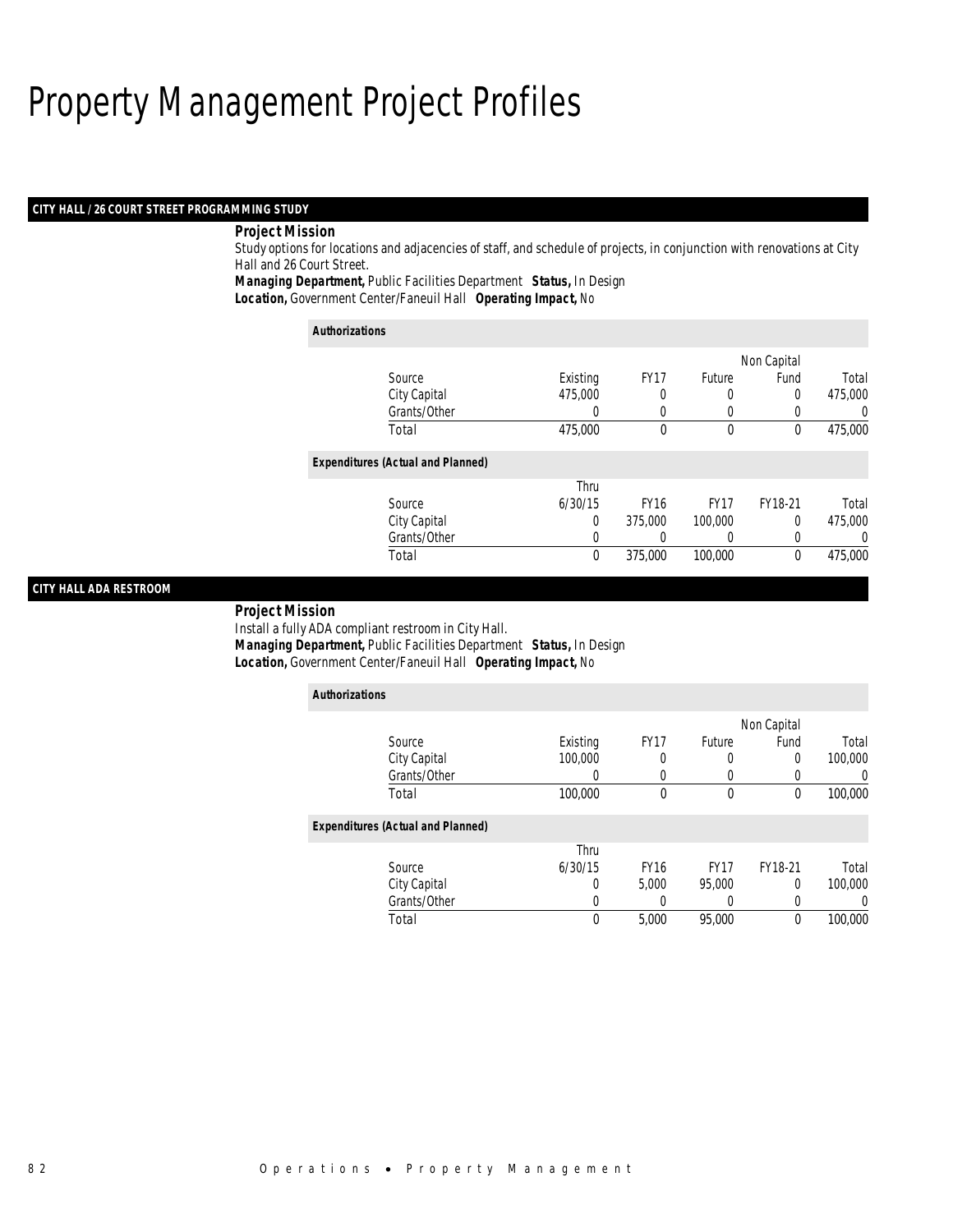# Property Management Project Profiles

## CITY HALL / 26 COURT STREET PROGRAMMING STUDY

**Project Mission**

Study options for locations and adjacencies of staff, and schedule of projects, in conjunction with renovations at City Hall and 26 Court Street.

***Managing Department,*** Public Facilities Department ***Status,*** In Design

***Location,*** Government Center/Faneuil Hall ***Operating Impact,*** No

***Authorizations***

| Source | Existing | FY17 | Future | Non Capital Fund | Total |
|---|---|---|---|---|---|
| City Capital | 475,000 | 0 | 0 | 0 | 475,000 |
| Grants/Other | 0 | 0 | 0 | 0 | 0 |
| Total | 475,000 | 0 | 0 | 0 | 475,000 |

***Expenditures (Actual and Planned)***

| Source | Thru 6/30/15 | FY16 | FY17 | FY18-21 | Total |
|---|---|---|---|---|---|
| City Capital | 0 | 375,000 | 100,000 | 0 | 475,000 |
| Grants/Other | 0 | 0 | 0 | 0 | 0 |
| Total | 0 | 375,000 | 100,000 | 0 | 475,000 |

## CITY HALL ADA RESTROOM

**Project Mission**

Install a fully ADA compliant restroom in City Hall.

***Managing Department,*** Public Facilities Department ***Status,*** In Design

***Location,*** Government Center/Faneuil Hall ***Operating Impact,*** No

***Authorizations***

| Source | Existing | FY17 | Future | Non Capital Fund | Total |
|---|---|---|---|---|---|
| City Capital | 100,000 | 0 | 0 | 0 | 100,000 |
| Grants/Other | 0 | 0 | 0 | 0 | 0 |
| Total | 100,000 | 0 | 0 | 0 | 100,000 |

***Expenditures (Actual and Planned)***

| Source | Thru 6/30/15 | FY16 | FY17 | FY18-21 | Total |
|---|---|---|---|---|---|
| City Capital | 0 | 5,000 | 95,000 | 0 | 100,000 |
| Grants/Other | 0 | 0 | 0 | 0 | 0 |
| Total | 0 | 5,000 | 95,000 | 0 | 100,000 |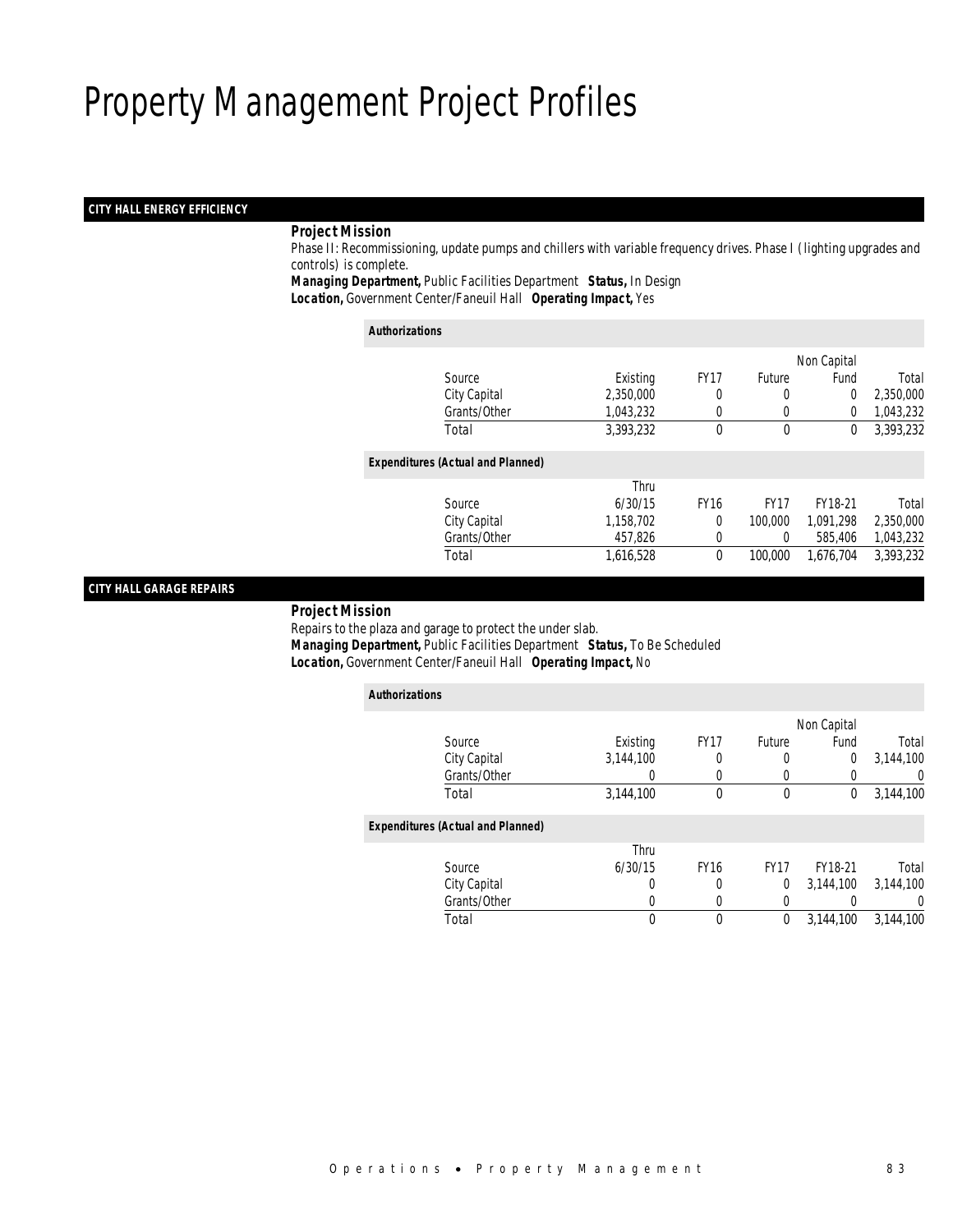# Property Management Project Profiles

## CITY HALL ENERGY EFFICIENCY

***Project Mission***

Phase II: Recommissioning, update pumps and chillers with variable frequency drives. Phase I (lighting upgrades and controls) is complete.

***Managing Department,*** Public Facilities Department ***Status,*** In Design
***Location,*** Government Center/Faneuil Hall ***Operating Impact,*** Yes

***Authorizations***

| Source | Existing | FY17 | Future | Non Capital Fund | Total |
|---|---|---|---|---|---|
| City Capital | 2,350,000 | 0 | 0 | 0 | 2,350,000 |
| Grants/Other | 1,043,232 | 0 | 0 | 0 | 1,043,232 |
| Total | 3,393,232 | 0 | 0 | 0 | 3,393,232 |

***Expenditures (Actual and Planned)***

| Source | Thru 6/30/15 | FY16 | FY17 | FY18-21 | Total |
|---|---|---|---|---|---|
| City Capital | 1,158,702 | 0 | 100,000 | 1,091,298 | 2,350,000 |
| Grants/Other | 457,826 | 0 | 0 | 585,406 | 1,043,232 |
| Total | 1,616,528 | 0 | 100,000 | 1,676,704 | 3,393,232 |

## CITY HALL GARAGE REPAIRS

***Project Mission***

Repairs to the plaza and garage to protect the under slab.

***Managing Department,*** Public Facilities Department ***Status,*** To Be Scheduled
***Location,*** Government Center/Faneuil Hall ***Operating Impact,*** No

***Authorizations***

| Source | Existing | FY17 | Future | Non Capital Fund | Total |
|---|---|---|---|---|---|
| City Capital | 3,144,100 | 0 | 0 | 0 | 3,144,100 |
| Grants/Other | 0 | 0 | 0 | 0 | 0 |
| Total | 3,144,100 | 0 | 0 | 0 | 3,144,100 |

***Expenditures (Actual and Planned)***

| Source | Thru 6/30/15 | FY16 | FY17 | FY18-21 | Total |
|---|---|---|---|---|---|
| City Capital | 0 | 0 | 0 | 3,144,100 | 3,144,100 |
| Grants/Other | 0 | 0 | 0 | 0 | 0 |
| Total | 0 | 0 | 0 | 3,144,100 | 3,144,100 |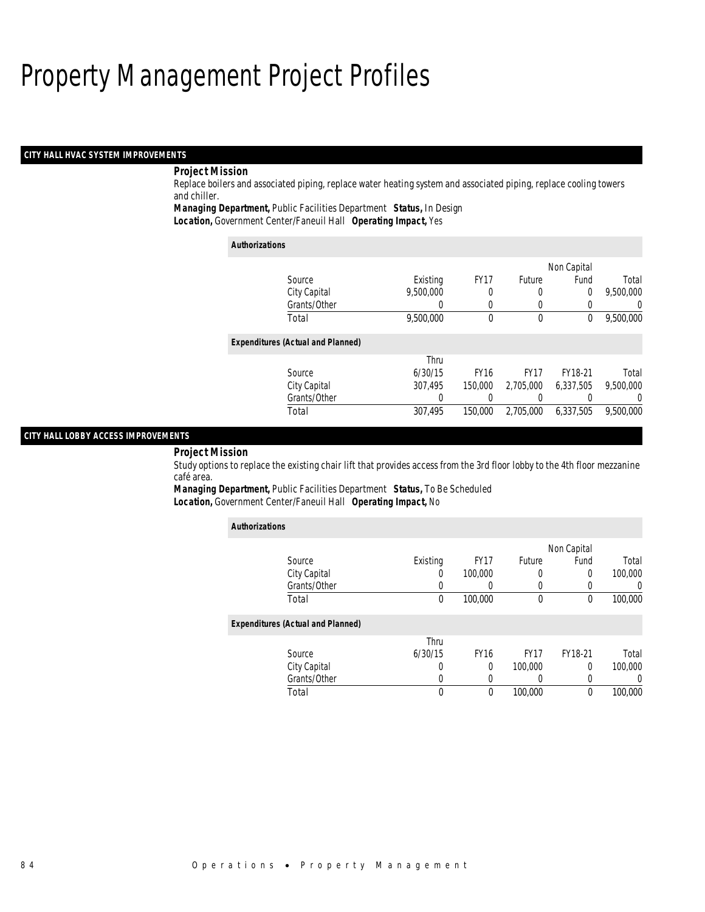# Property Management Project Profiles

## CITY HALL HVAC SYSTEM IMPROVEMENTS

**Project Mission**

Replace boilers and associated piping, replace water heating system and associated piping, replace cooling towers and chiller.

**Managing Department,** Public Facilities Department **Status,** In Design

**Location,** Government Center/Faneuil Hall **Operating Impact,** Yes

*Authorizations*

| Source | Existing | FY17 | Future | Non Capital Fund | Total |
|---|---|---|---|---|---|
| City Capital | 9,500,000 | 0 | 0 | 0 | 9,500,000 |
| Grants/Other | 0 | 0 | 0 | 0 | 0 |
| Total | 9,500,000 | 0 | 0 | 0 | 9,500,000 |

*Expenditures (Actual and Planned)*

| Source | Thru 6/30/15 | FY16 | FY17 | FY18-21 | Total |
|---|---|---|---|---|---|
| City Capital | 307,495 | 150,000 | 2,705,000 | 6,337,505 | 9,500,000 |
| Grants/Other | 0 | 0 | 0 | 0 | 0 |
| Total | 307,495 | 150,000 | 2,705,000 | 6,337,505 | 9,500,000 |

## CITY HALL LOBBY ACCESS IMPROVEMENTS

**Project Mission**

Study options to replace the existing chair lift that provides access from the 3rd floor lobby to the 4th floor mezzanine café area.

**Managing Department,** Public Facilities Department **Status,** To Be Scheduled

**Location,** Government Center/Faneuil Hall **Operating Impact,** No

*Authorizations*

| Source | Existing | FY17 | Future | Non Capital Fund | Total |
|---|---|---|---|---|---|
| City Capital | 0 | 100,000 | 0 | 0 | 100,000 |
| Grants/Other | 0 | 0 | 0 | 0 | 0 |
| Total | 0 | 100,000 | 0 | 0 | 100,000 |

*Expenditures (Actual and Planned)*

| Source | Thru 6/30/15 | FY16 | FY17 | FY18-21 | Total |
|---|---|---|---|---|---|
| City Capital | 0 | 0 | 100,000 | 0 | 100,000 |
| Grants/Other | 0 | 0 | 0 | 0 | 0 |
| Total | 0 | 0 | 100,000 | 0 | 100,000 |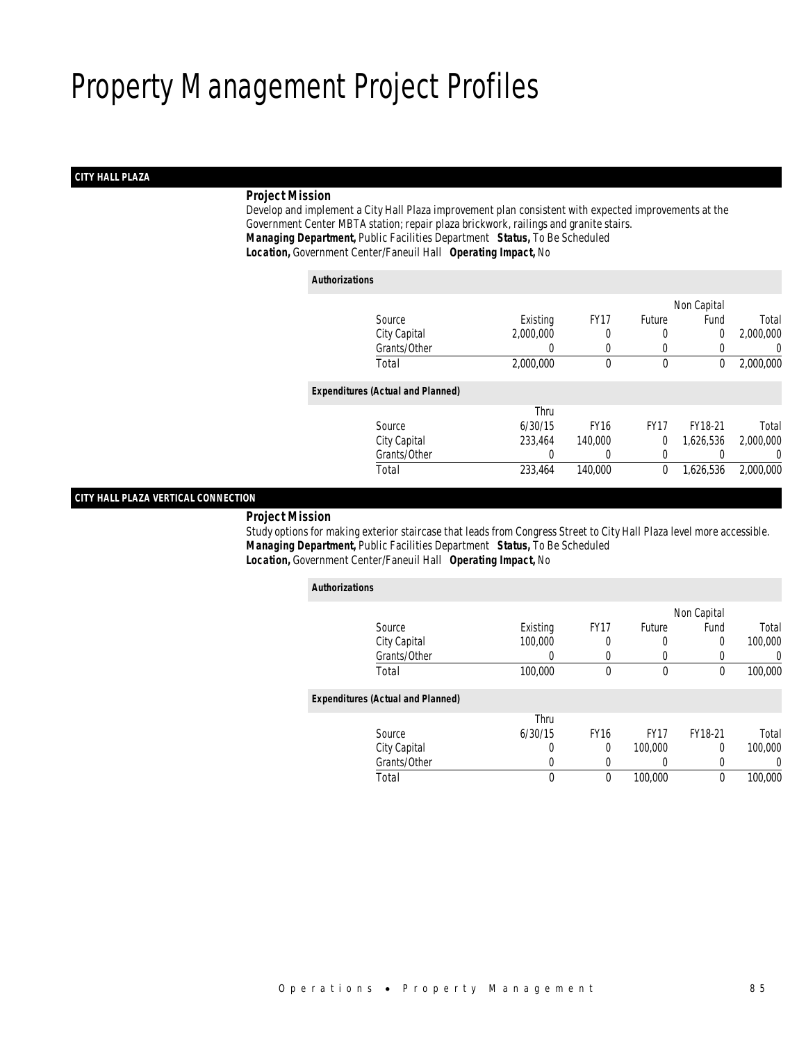# Property Management Project Profiles

## CITY HALL PLAZA

***Project Mission***

Develop and implement a City Hall Plaza improvement plan consistent with expected improvements at the Government Center MBTA station; repair plaza brickwork, railings and granite stairs.

***Managing Department,*** Public Facilities Department ***Status,*** To Be Scheduled

***Location,*** Government Center/Faneuil Hall ***Operating Impact,*** No

***Authorizations***

| Source | Existing | FY17 | Future | Non Capital Fund | Total |
|---|---|---|---|---|---|
| City Capital | 2,000,000 | 0 | 0 | 0 | 2,000,000 |
| Grants/Other | 0 | 0 | 0 | 0 | 0 |
| Total | 2,000,000 | 0 | 0 | 0 | 2,000,000 |

***Expenditures (Actual and Planned)***

| Source | Thru 6/30/15 | FY16 | FY17 | FY18-21 | Total |
|---|---|---|---|---|---|
| City Capital | 233,464 | 140,000 | 0 | 1,626,536 | 2,000,000 |
| Grants/Other | 0 | 0 | 0 | 0 | 0 |
| Total | 233,464 | 140,000 | 0 | 1,626,536 | 2,000,000 |

## CITY HALL PLAZA VERTICAL CONNECTION

***Project Mission***

Study options for making exterior staircase that leads from Congress Street to City Hall Plaza level more accessible.

***Managing Department,*** Public Facilities Department ***Status,*** To Be Scheduled

***Location,*** Government Center/Faneuil Hall ***Operating Impact,*** No

***Authorizations***

| Source | Existing | FY17 | Future | Non Capital Fund | Total |
|---|---|---|---|---|---|
| City Capital | 100,000 | 0 | 0 | 0 | 100,000 |
| Grants/Other | 0 | 0 | 0 | 0 | 0 |
| Total | 100,000 | 0 | 0 | 0 | 100,000 |

***Expenditures (Actual and Planned)***

| Source | Thru 6/30/15 | FY16 | FY17 | FY18-21 | Total |
|---|---|---|---|---|---|
| City Capital | 0 | 0 | 100,000 | 0 | 100,000 |
| Grants/Other | 0 | 0 | 0 | 0 | 0 |
| Total | 0 | 0 | 100,000 | 0 | 100,000 |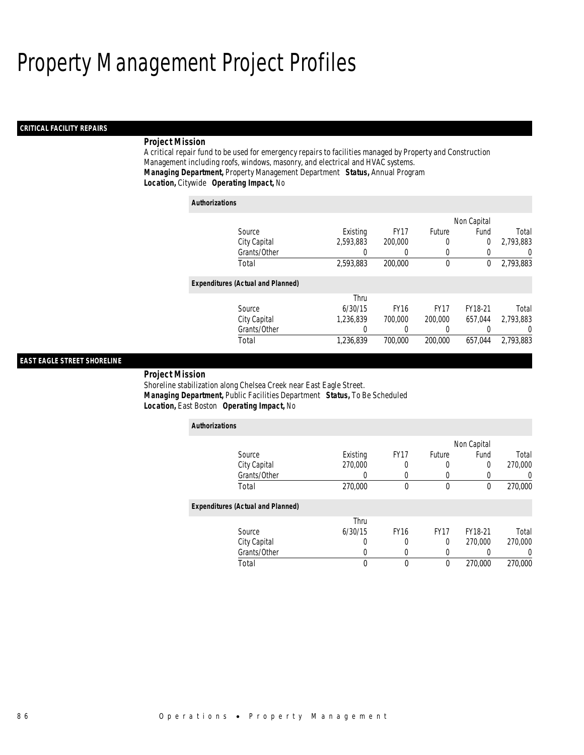# Property Management Project Profiles

## CRITICAL FACILITY REPAIRS

### Project Mission

A critical repair fund to be used for emergency repairs to facilities managed by Property and Construction Management including roofs, windows, masonry, and electrical and HVAC systems.

***Managing Department,*** Property Management Department ***Status,*** Annual Program

***Location,*** Citywide ***Operating Impact,*** No

**Authorizations**

| Source | Existing | FY17 | Future | Non Capital Fund | Total |
|---|---|---|---|---|---|
| City Capital | 2,593,883 | 200,000 | 0 | 0 | 2,793,883 |
| Grants/Other | 0 | 0 | 0 | 0 | 0 |
| Total | 2,593,883 | 200,000 | 0 | 0 | 2,793,883 |

**Expenditures (Actual and Planned)**

| Source | Thru 6/30/15 | FY16 | FY17 | FY18-21 | Total |
|---|---|---|---|---|---|
| City Capital | 1,236,839 | 700,000 | 200,000 | 657,044 | 2,793,883 |
| Grants/Other | 0 | 0 | 0 | 0 | 0 |
| Total | 1,236,839 | 700,000 | 200,000 | 657,044 | 2,793,883 |

## EAST EAGLE STREET SHORELINE

### Project Mission

Shoreline stabilization along Chelsea Creek near East Eagle Street.

***Managing Department,*** Public Facilities Department ***Status,*** To Be Scheduled

***Location,*** East Boston ***Operating Impact,*** No

**Authorizations**

| Source | Existing | FY17 | Future | Non Capital Fund | Total |
|---|---|---|---|---|---|
| City Capital | 270,000 | 0 | 0 | 0 | 270,000 |
| Grants/Other | 0 | 0 | 0 | 0 | 0 |
| Total | 270,000 | 0 | 0 | 0 | 270,000 |

**Expenditures (Actual and Planned)**

| Source | Thru 6/30/15 | FY16 | FY17 | FY18-21 | Total |
|---|---|---|---|---|---|
| City Capital | 0 | 0 | 0 | 270,000 | 270,000 |
| Grants/Other | 0 | 0 | 0 | 0 | 0 |
| Total | 0 | 0 | 0 | 270,000 | 270,000 |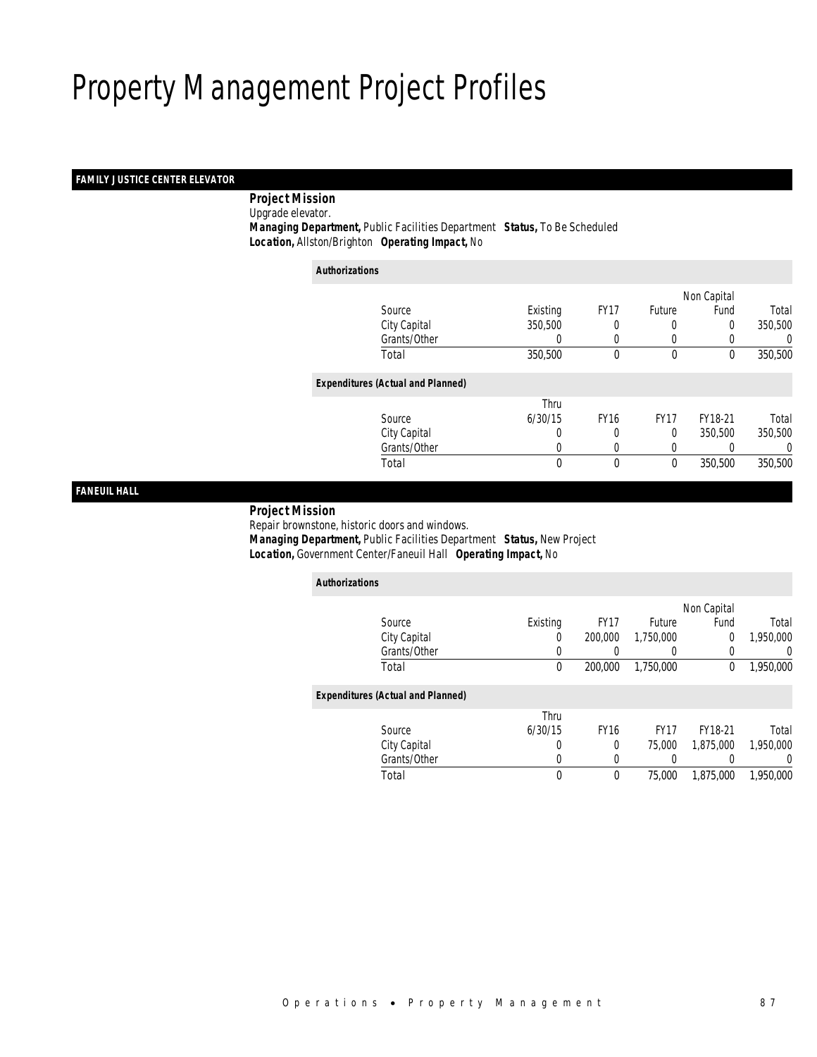# Property Management Project Profiles

## FAMILY JUSTICE CENTER ELEVATOR

**Project Mission**

Upgrade elevator.

**Managing Department,** Public Facilities Department **Status,** To Be Scheduled

**Location,** Allston/Brighton **Operating Impact,** No

**Authorizations**

| Source | Existing | FY17 | Future | Non Capital Fund | Total |
|---|---|---|---|---|---|
| City Capital | 350,500 | 0 | 0 | 0 | 350,500 |
| Grants/Other | 0 | 0 | 0 | 0 | 0 |
| Total | 350,500 | 0 | 0 | 0 | 350,500 |

**Expenditures (Actual and Planned)**

| Source | Thru 6/30/15 | FY16 | FY17 | FY18-21 | Total |
|---|---|---|---|---|---|
| City Capital | 0 | 0 | 0 | 350,500 | 350,500 |
| Grants/Other | 0 | 0 | 0 | 0 | 0 |
| Total | 0 | 0 | 0 | 350,500 | 350,500 |

## FANEUIL HALL

**Project Mission**

Repair brownstone, historic doors and windows.

**Managing Department,** Public Facilities Department **Status,** New Project

**Location,** Government Center/Faneuil Hall **Operating Impact,** No

**Authorizations**

| Source | Existing | FY17 | Future | Non Capital Fund | Total |
|---|---|---|---|---|---|
| City Capital | 0 | 200,000 | 1,750,000 | 0 | 1,950,000 |
| Grants/Other | 0 | 0 | 0 | 0 | 0 |
| Total | 0 | 200,000 | 1,750,000 | 0 | 1,950,000 |

**Expenditures (Actual and Planned)**

| Source | Thru 6/30/15 | FY16 | FY17 | FY18-21 | Total |
|---|---|---|---|---|---|
| City Capital | 0 | 0 | 75,000 | 1,875,000 | 1,950,000 |
| Grants/Other | 0 | 0 | 0 | 0 | 0 |
| Total | 0 | 0 | 75,000 | 1,875,000 | 1,950,000 |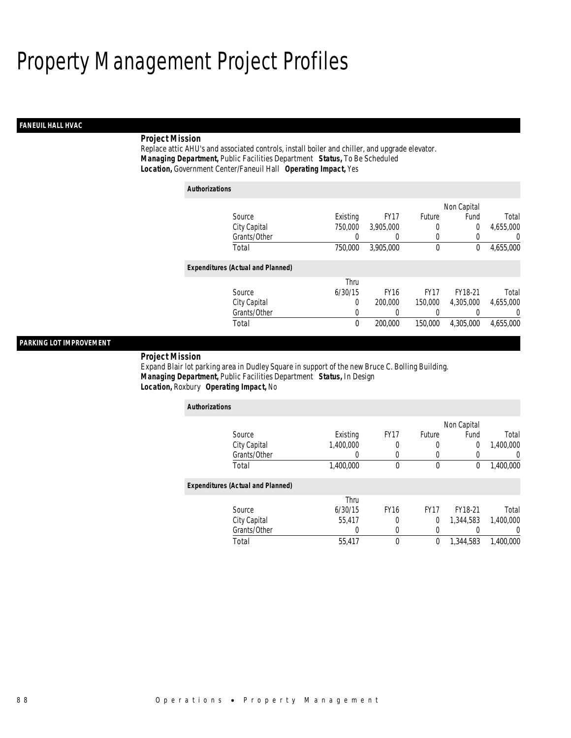# Property Management Project Profiles

## FANEUIL HALL HVAC

**Project Mission**

Replace attic AHU's and associated controls, install boiler and chiller, and upgrade elevator.

***Managing Department,*** Public Facilities Department ***Status,*** To Be Scheduled

***Location,*** Government Center/Faneuil Hall ***Operating Impact,*** Yes

***Authorizations***

| Source | Existing | FY17 | Future | Non Capital Fund | Total |
|---|---|---|---|---|---|
| City Capital | 750,000 | 3,905,000 | 0 | 0 | 4,655,000 |
| Grants/Other | 0 | 0 | 0 | 0 | 0 |
| Total | 750,000 | 3,905,000 | 0 | 0 | 4,655,000 |

***Expenditures (Actual and Planned)***

| Source | Thru 6/30/15 | FY16 | FY17 | FY18-21 | Total |
|---|---|---|---|---|---|
| City Capital | 0 | 200,000 | 150,000 | 4,305,000 | 4,655,000 |
| Grants/Other | 0 | 0 | 0 | 0 | 0 |
| Total | 0 | 200,000 | 150,000 | 4,305,000 | 4,655,000 |

## PARKING LOT IMPROVEMENT

**Project Mission**

Expand Blair lot parking area in Dudley Square in support of the new Bruce C. Bolling Building.

***Managing Department,*** Public Facilities Department ***Status,*** In Design

***Location,*** Roxbury ***Operating Impact,*** No

***Authorizations***

| Source | Existing | FY17 | Future | Non Capital Fund | Total |
|---|---|---|---|---|---|
| City Capital | 1,400,000 | 0 | 0 | 0 | 1,400,000 |
| Grants/Other | 0 | 0 | 0 | 0 | 0 |
| Total | 1,400,000 | 0 | 0 | 0 | 1,400,000 |

***Expenditures (Actual and Planned)***

| Source | Thru 6/30/15 | FY16 | FY17 | FY18-21 | Total |
|---|---|---|---|---|---|
| City Capital | 55,417 | 0 | 0 | 1,344,583 | 1,400,000 |
| Grants/Other | 0 | 0 | 0 | 0 | 0 |
| Total | 55,417 | 0 | 0 | 1,344,583 | 1,400,000 |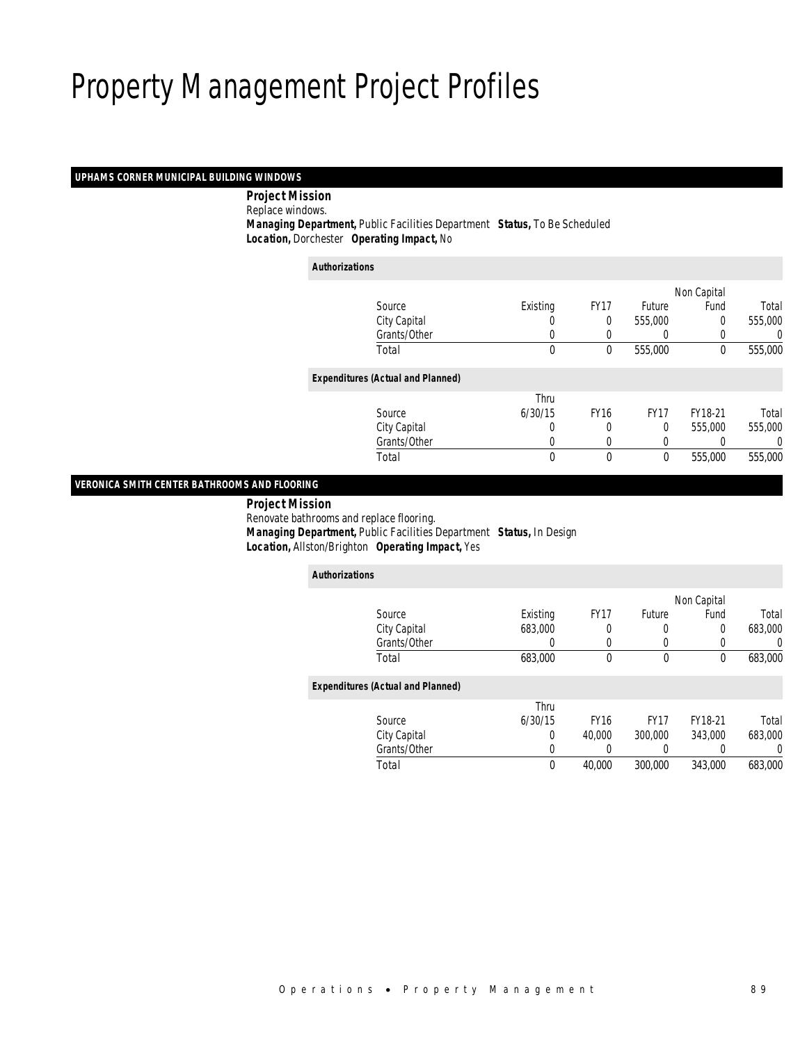# Property Management Project Profiles

## UPHAMS CORNER MUNICIPAL BUILDING WINDOWS

**Project Mission**

Replace windows.

**Managing Department,** Public Facilities Department **Status,** To Be Scheduled

**Location,** Dorchester **Operating Impact,** No

***Authorizations***

| Source | Existing | FY17 | Future | Non Capital Fund | Total |
|---|---|---|---|---|---|
| City Capital | 0 | 0 | 555,000 | 0 | 555,000 |
| Grants/Other | 0 | 0 | 0 | 0 | 0 |
| Total | 0 | 0 | 555,000 | 0 | 555,000 |

***Expenditures (Actual and Planned)***

| Source | Thru 6/30/15 | FY16 | FY17 | FY18-21 | Total |
|---|---|---|---|---|---|
| City Capital | 0 | 0 | 0 | 555,000 | 555,000 |
| Grants/Other | 0 | 0 | 0 | 0 | 0 |
| Total | 0 | 0 | 0 | 555,000 | 555,000 |

## VERONICA SMITH CENTER BATHROOMS AND FLOORING

**Project Mission**

Renovate bathrooms and replace flooring.

**Managing Department,** Public Facilities Department **Status,** In Design

**Location,** Allston/Brighton **Operating Impact,** Yes

***Authorizations***

| Source | Existing | FY17 | Future | Non Capital Fund | Total |
|---|---|---|---|---|---|
| City Capital | 683,000 | 0 | 0 | 0 | 683,000 |
| Grants/Other | 0 | 0 | 0 | 0 | 0 |
| Total | 683,000 | 0 | 0 | 0 | 683,000 |

***Expenditures (Actual and Planned)***

| Source | Thru 6/30/15 | FY16 | FY17 | FY18-21 | Total |
|---|---|---|---|---|---|
| City Capital | 0 | 40,000 | 300,000 | 343,000 | 683,000 |
| Grants/Other | 0 | 0 | 0 | 0 | 0 |
| Total | 0 | 40,000 | 300,000 | 343,000 | 683,000 |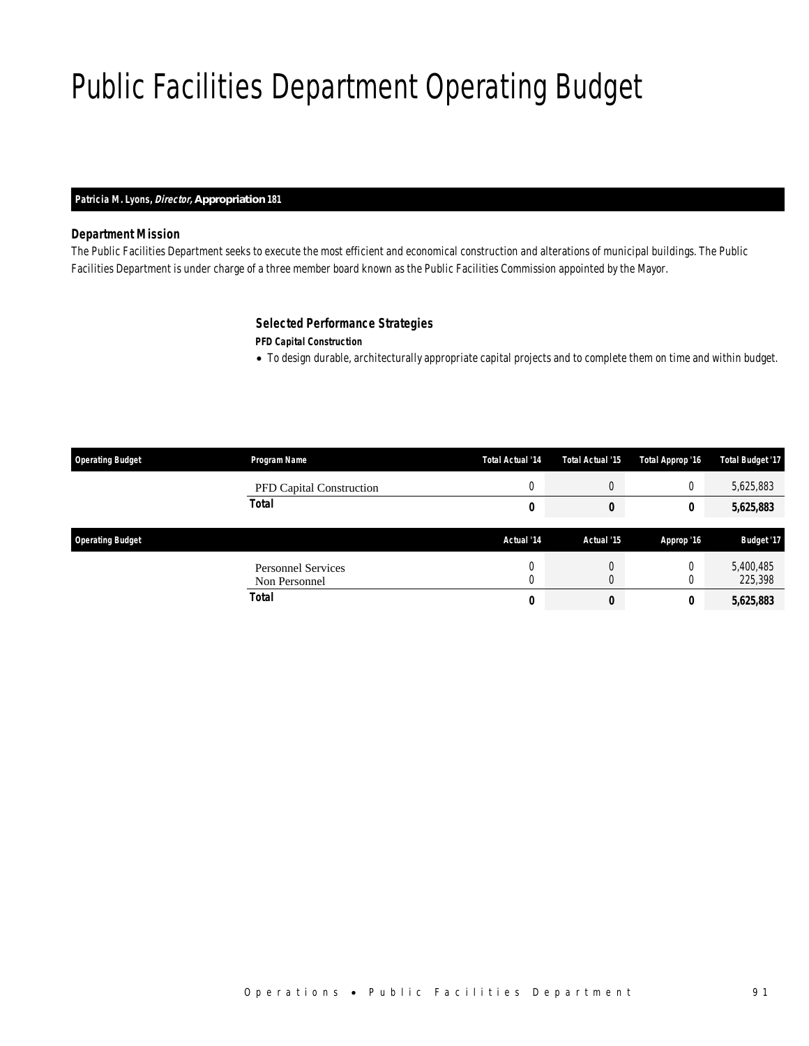# Public Facilities Department Operating Budget

**Patricia M. Lyons, *Director,* Appropriation 181**

### *Department Mission*

*The Public Facilities Department seeks to execute the most efficient and economical construction and alterations of municipal buildings. The Public Facilities Department is under charge of a three member board known as the Public Facilities Commission appointed by the Mayor.*

### *Selected Performance Strategies*

***PFD Capital Construction***

- *To design durable, architecturally appropriate capital projects and to complete them on time and within budget.*

| Operating Budget | Program Name | Total Actual '14 | Total Actual '15 | Total Approp '16 | Total Budget '17 |
|---|---|---|---|---|---|
| | PFD Capital Construction | 0 | 0 | 0 | 5,625,883 |
| | **Total** | **0** | **0** | **0** | **5,625,883** |

| Operating Budget | | Actual '14 | Actual '15 | Approp '16 | Budget '17 |
|---|---|---|---|---|---|
| | Personnel Services | 0 | 0 | 0 | 5,400,485 |
| | Non Personnel | 0 | 0 | 0 | 225,398 |
| | **Total** | **0** | **0** | **0** | **5,625,883** |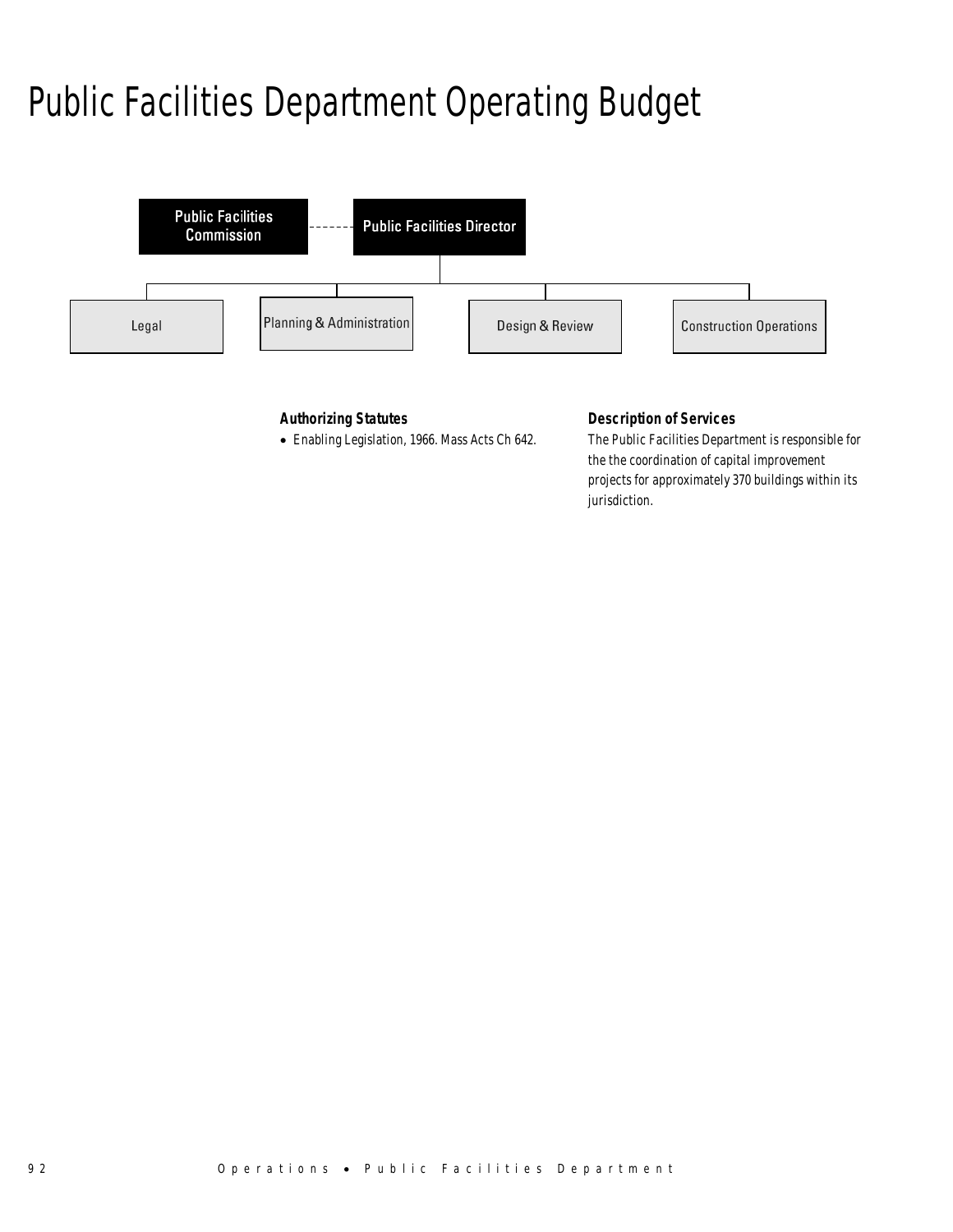# Public Facilities Department Operating Budget

Public Facilities Commission - - - - - - Public Facilities Director

- Legal
- Planning & Administration
- Design & Review
- Construction Operations

### Authorizing Statutes

- Enabling Legislation, 1966. Mass Acts Ch 642.

### Description of Services

The Public Facilities Department is responsible for the the coordination of capital improvement projects for approximately 370 buildings within its jurisdiction.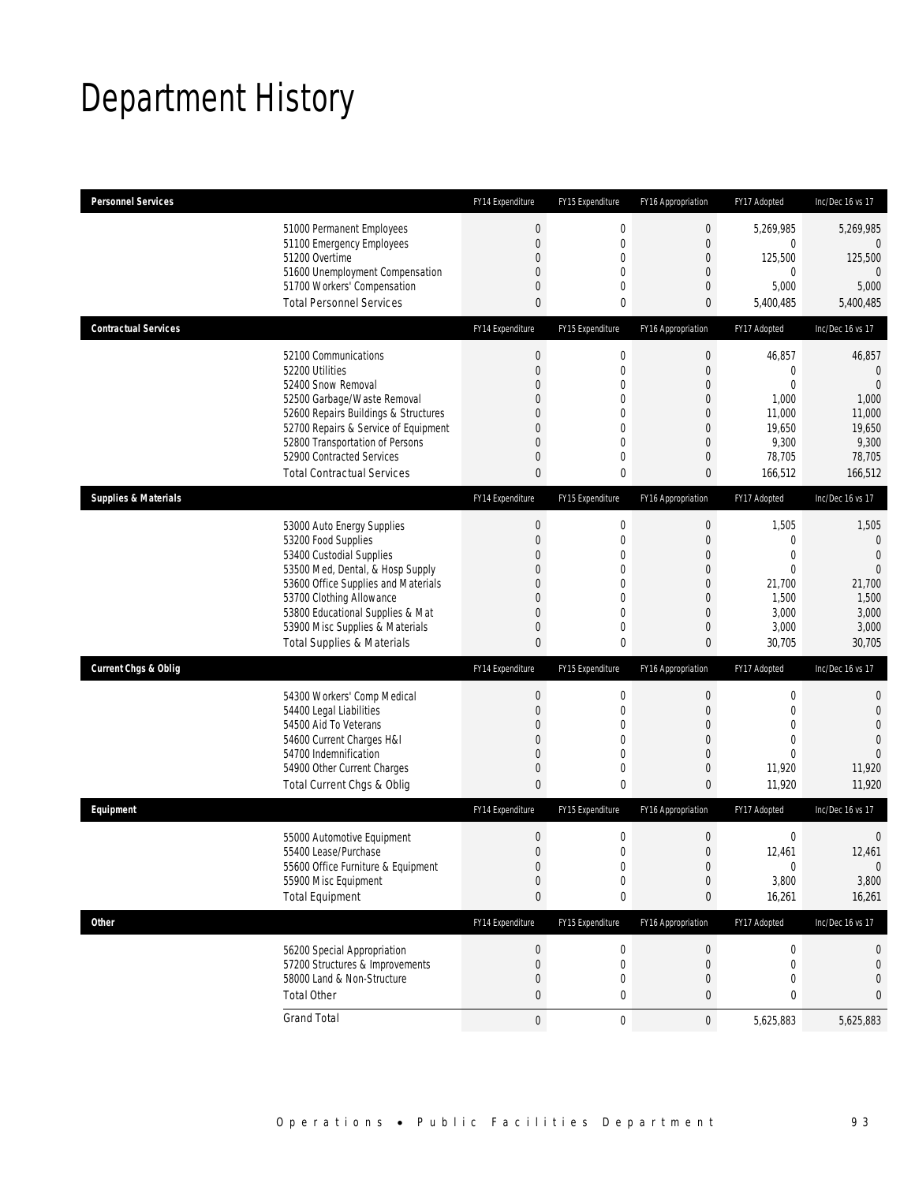# Department History

| Personnel Services | FY14 Expenditure | FY15 Expenditure | FY16 Appropriation | FY17 Adopted | Inc/Dec 16 vs 17 |
|---|---|---|---|---|---|
| 51000 Permanent Employees | 0 | 0 | 0 | 5,269,985 | 5,269,985 |
| 51100 Emergency Employees | 0 | 0 | 0 | 0 | 0 |
| 51200 Overtime | 0 | 0 | 0 | 125,500 | 125,500 |
| 51600 Unemployment Compensation | 0 | 0 | 0 | 0 | 0 |
| 51700 Workers' Compensation | 0 | 0 | 0 | 5,000 | 5,000 |
| Total Personnel Services | 0 | 0 | 0 | 5,400,485 | 5,400,485 |

| Contractual Services | FY14 Expenditure | FY15 Expenditure | FY16 Appropriation | FY17 Adopted | Inc/Dec 16 vs 17 |
|---|---|---|---|---|---|
| 52100 Communications | 0 | 0 | 0 | 46,857 | 46,857 |
| 52200 Utilities | 0 | 0 | 0 | 0 | 0 |
| 52400 Snow Removal | 0 | 0 | 0 | 0 | 0 |
| 52500 Garbage/Waste Removal | 0 | 0 | 0 | 1,000 | 1,000 |
| 52600 Repairs Buildings & Structures | 0 | 0 | 0 | 11,000 | 11,000 |
| 52700 Repairs & Service of Equipment | 0 | 0 | 0 | 19,650 | 19,650 |
| 52800 Transportation of Persons | 0 | 0 | 0 | 9,300 | 9,300 |
| 52900 Contracted Services | 0 | 0 | 0 | 78,705 | 78,705 |
| Total Contractual Services | 0 | 0 | 0 | 166,512 | 166,512 |

| Supplies & Materials | FY14 Expenditure | FY15 Expenditure | FY16 Appropriation | FY17 Adopted | Inc/Dec 16 vs 17 |
|---|---|---|---|---|---|
| 53000 Auto Energy Supplies | 0 | 0 | 0 | 1,505 | 1,505 |
| 53200 Food Supplies | 0 | 0 | 0 | 0 | 0 |
| 53400 Custodial Supplies | 0 | 0 | 0 | 0 | 0 |
| 53500 Med, Dental, & Hosp Supply | 0 | 0 | 0 | 0 | 0 |
| 53600 Office Supplies and Materials | 0 | 0 | 0 | 21,700 | 21,700 |
| 53700 Clothing Allowance | 0 | 0 | 0 | 1,500 | 1,500 |
| 53800 Educational Supplies & Mat | 0 | 0 | 0 | 3,000 | 3,000 |
| 53900 Misc Supplies & Materials | 0 | 0 | 0 | 3,000 | 3,000 |
| Total Supplies & Materials | 0 | 0 | 0 | 30,705 | 30,705 |

| Current Chgs & Oblig | FY14 Expenditure | FY15 Expenditure | FY16 Appropriation | FY17 Adopted | Inc/Dec 16 vs 17 |
|---|---|---|---|---|---|
| 54300 Workers' Comp Medical | 0 | 0 | 0 | 0 | 0 |
| 54400 Legal Liabilities | 0 | 0 | 0 | 0 | 0 |
| 54500 Aid To Veterans | 0 | 0 | 0 | 0 | 0 |
| 54600 Current Charges H&I | 0 | 0 | 0 | 0 | 0 |
| 54700 Indemnification | 0 | 0 | 0 | 0 | 0 |
| 54900 Other Current Charges | 0 | 0 | 0 | 11,920 | 11,920 |
| Total Current Chgs & Oblig | 0 | 0 | 0 | 11,920 | 11,920 |

| Equipment | FY14 Expenditure | FY15 Expenditure | FY16 Appropriation | FY17 Adopted | Inc/Dec 16 vs 17 |
|---|---|---|---|---|---|
| 55000 Automotive Equipment | 0 | 0 | 0 | 0 | 0 |
| 55400 Lease/Purchase | 0 | 0 | 0 | 12,461 | 12,461 |
| 55600 Office Furniture & Equipment | 0 | 0 | 0 | 0 | 0 |
| 55900 Misc Equipment | 0 | 0 | 0 | 3,800 | 3,800 |
| Total Equipment | 0 | 0 | 0 | 16,261 | 16,261 |

| Other | FY14 Expenditure | FY15 Expenditure | FY16 Appropriation | FY17 Adopted | Inc/Dec 16 vs 17 |
|---|---|---|---|---|---|
| 56200 Special Appropriation | 0 | 0 | 0 | 0 | 0 |
| 57200 Structures & Improvements | 0 | 0 | 0 | 0 | 0 |
| 58000 Land & Non-Structure | 0 | 0 | 0 | 0 | 0 |
| Total Other | 0 | 0 | 0 | 0 | 0 |
| Grand Total | 0 | 0 | 0 | 5,625,883 | 5,625,883 |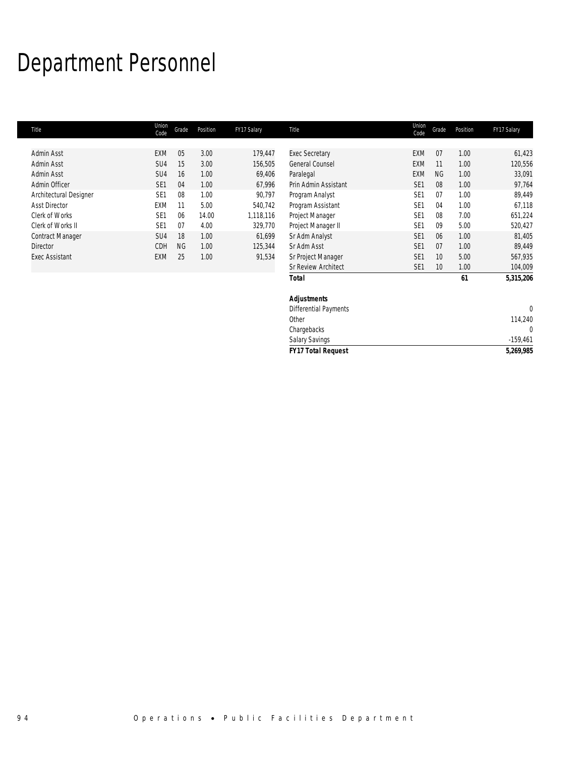# Department Personnel

| Title | Union Code | Grade | Position | FY17 Salary |
|---|---|---|---|---|
| Admin Asst | EXM | 05 | 3.00 | 179,447 |
| Admin Asst | SU4 | 15 | 3.00 | 156,505 |
| Admin Asst | SU4 | 16 | 1.00 | 69,406 |
| Admin Officer | SE1 | 04 | 1.00 | 67,996 |
| Architectural Designer | SE1 | 08 | 1.00 | 90,797 |
| Asst Director | EXM | 11 | 5.00 | 540,742 |
| Clerk of Works | SE1 | 06 | 14.00 | 1,118,116 |
| Clerk of Works II | SE1 | 07 | 4.00 | 329,770 |
| Contract Manager | SU4 | 18 | 1.00 | 61,699 |
| Director | CDH | NG | 1.00 | 125,344 |
| Exec Assistant | EXM | 25 | 1.00 | 91,534 |
| Exec Secretary | EXM | 07 | 1.00 | 61,423 |
| General Counsel | EXM | 11 | 1.00 | 120,556 |
| Paralegal | EXM | NG | 1.00 | 33,091 |
| Prin Admin Assistant | SE1 | 08 | 1.00 | 97,764 |
| Program Analyst | SE1 | 07 | 1.00 | 89,449 |
| Program Assistant | SE1 | 04 | 1.00 | 67,118 |
| Project Manager | SE1 | 08 | 7.00 | 651,224 |
| Project Manager II | SE1 | 09 | 5.00 | 520,427 |
| Sr Adm Analyst | SE1 | 06 | 1.00 | 81,405 |
| Sr Adm Asst | SE1 | 07 | 1.00 | 89,449 |
| Sr Project Manager | SE1 | 10 | 5.00 | 567,935 |
| Sr Review Architect | SE1 | 10 | 1.00 | 104,009 |
| ***Total*** | | | ***61*** | ***5,315,206*** |

| ***Adjustments*** | |
|---|---|
| Differential Payments | 0 |
| Other | 114,240 |
| Chargebacks | 0 |
| Salary Savings | -159,461 |
| ***FY17 Total Request*** | ***5,269,985*** |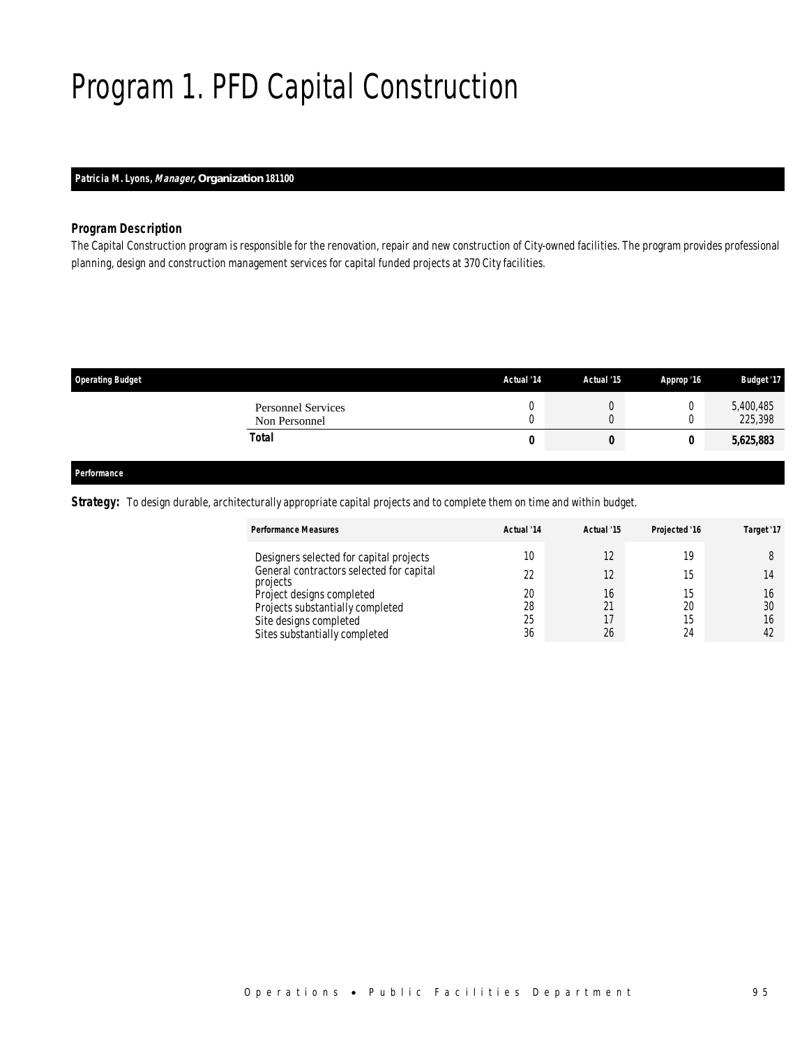# Program 1. PFD Capital Construction

**Patricia M. Lyons, *Manager,* Organization 181100**

### *Program Description*

*The Capital Construction program is responsible for the renovation, repair and new construction of City-owned facilities. The program provides professional planning, design and construction management services for capital funded projects at 370 City facilities.*

| Operating Budget | Actual '14 | Actual '15 | Approp '16 | Budget '17 |
|---|---|---|---|---|
| Personnel Services | 0 | 0 | 0 | 5,400,485 |
| Non Personnel | 0 | 0 | 0 | 225,398 |
| **Total** | **0** | **0** | **0** | **5,625,883** |

### *Performance*

***Strategy:*** To design durable, architecturally appropriate capital projects and to complete them on time and within budget.

| Performance Measures | Actual '14 | Actual '15 | Projected '16 | Target '17 |
|---|---|---|---|---|
| Designers selected for capital projects | 10 | 12 | 19 | 8 |
| General contractors selected for capital projects | 22 | 12 | 15 | 14 |
| Project designs completed | 20 | 16 | 15 | 16 |
| Projects substantially completed | 28 | 21 | 20 | 30 |
| Site designs completed | 25 | 17 | 15 | 16 |
| Sites substantially completed | 36 | 26 | 24 | 42 |